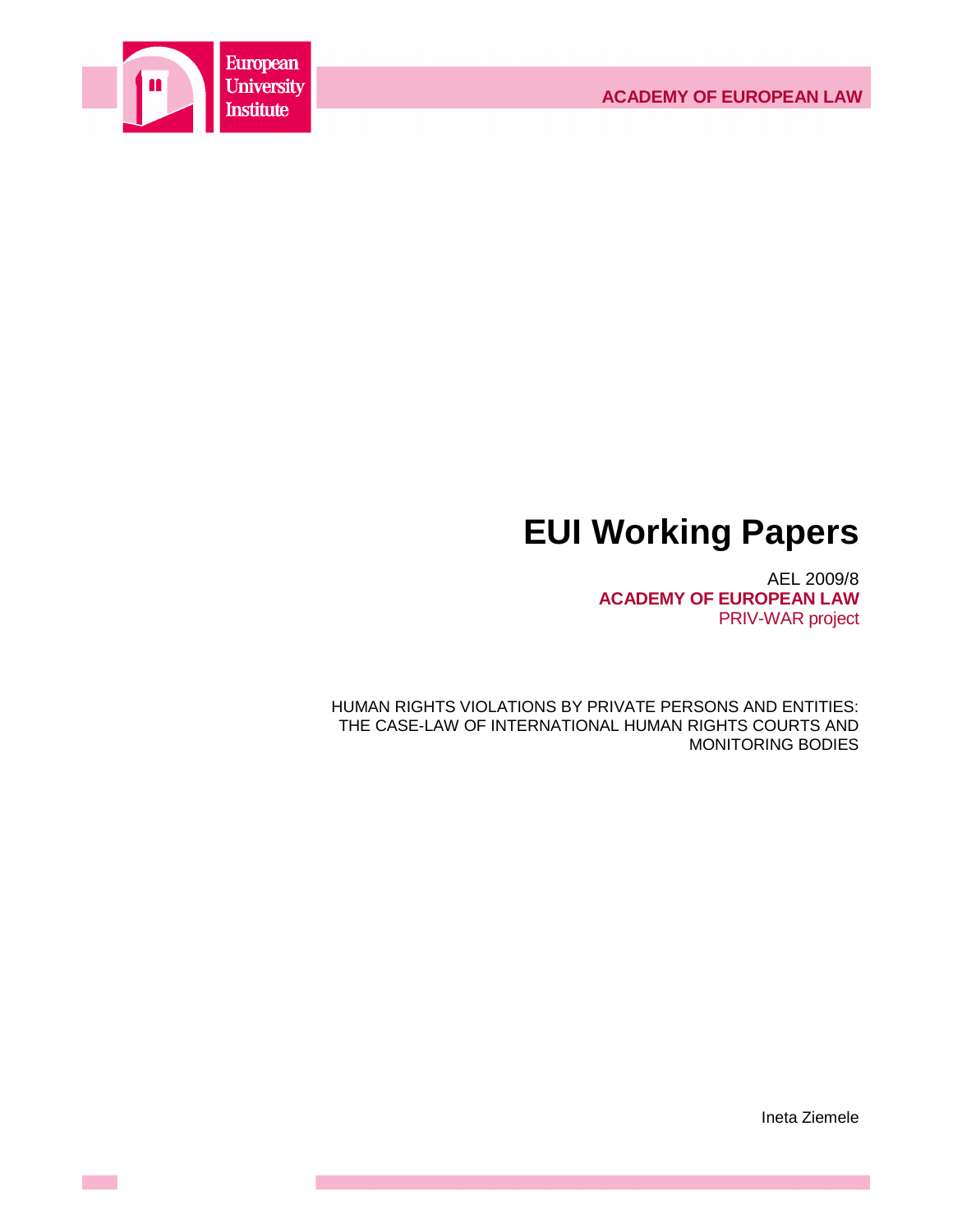European University Institute

ACADEMY OF EUROPEAN LAW

# EUI Working Papers

AEL 2009/8
**ACADEMY OF EUROPEAN LAW**
PRIV-WAR project

HUMAN RIGHTS VIOLATIONS BY PRIVATE PERSONS AND ENTITIES: THE CASE-LAW OF INTERNATIONAL HUMAN RIGHTS COURTS AND MONITORING BODIES

Ineta Ziemele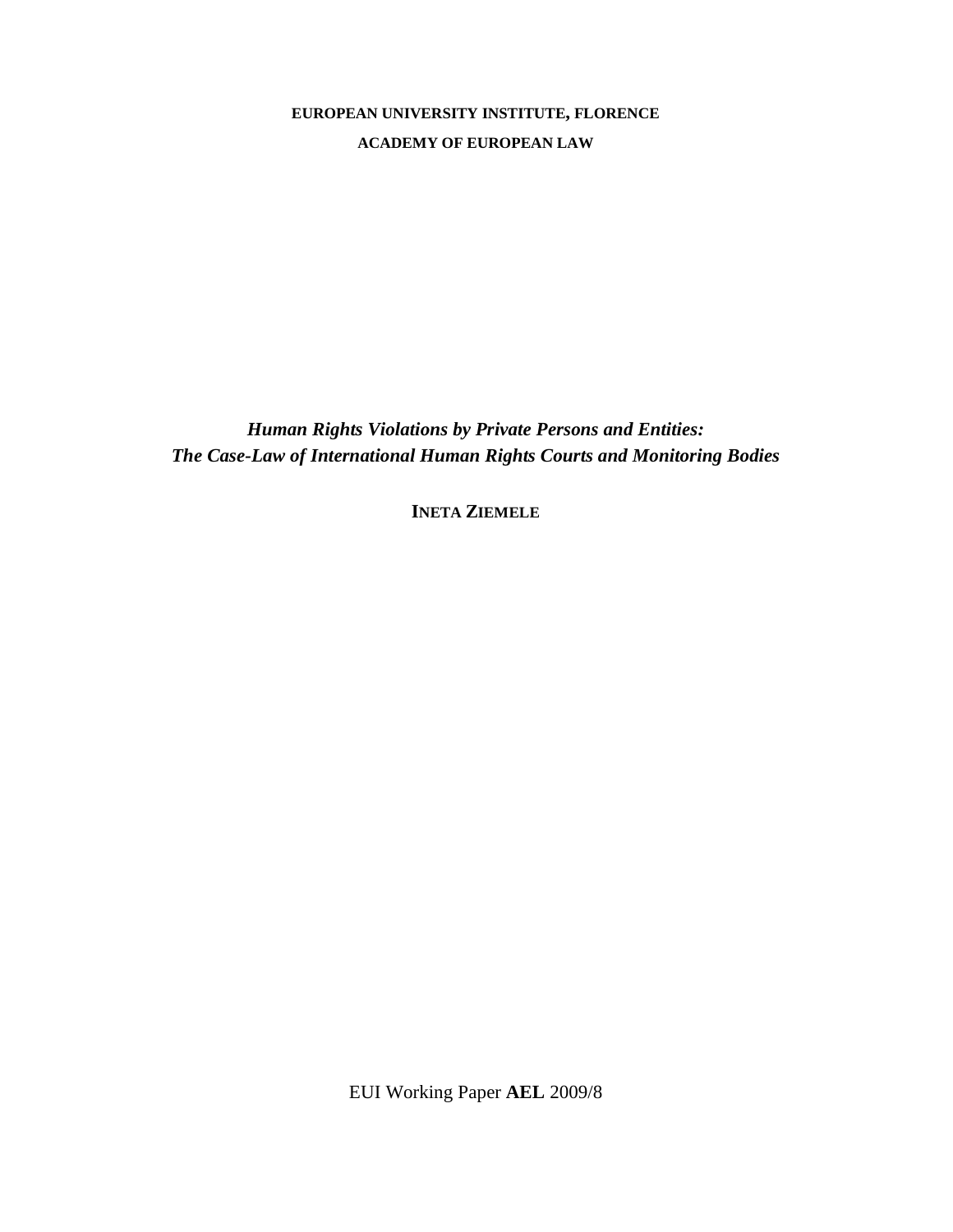**EUROPEAN UNIVERSITY INSTITUTE, FLORENCE**

**ACADEMY OF EUROPEAN LAW**

# *Human Rights Violations by Private Persons and Entities: The Case-Law of International Human Rights Courts and Monitoring Bodies*

**INETA ZIEMELE**

EUI Working Paper **AEL** 2009/8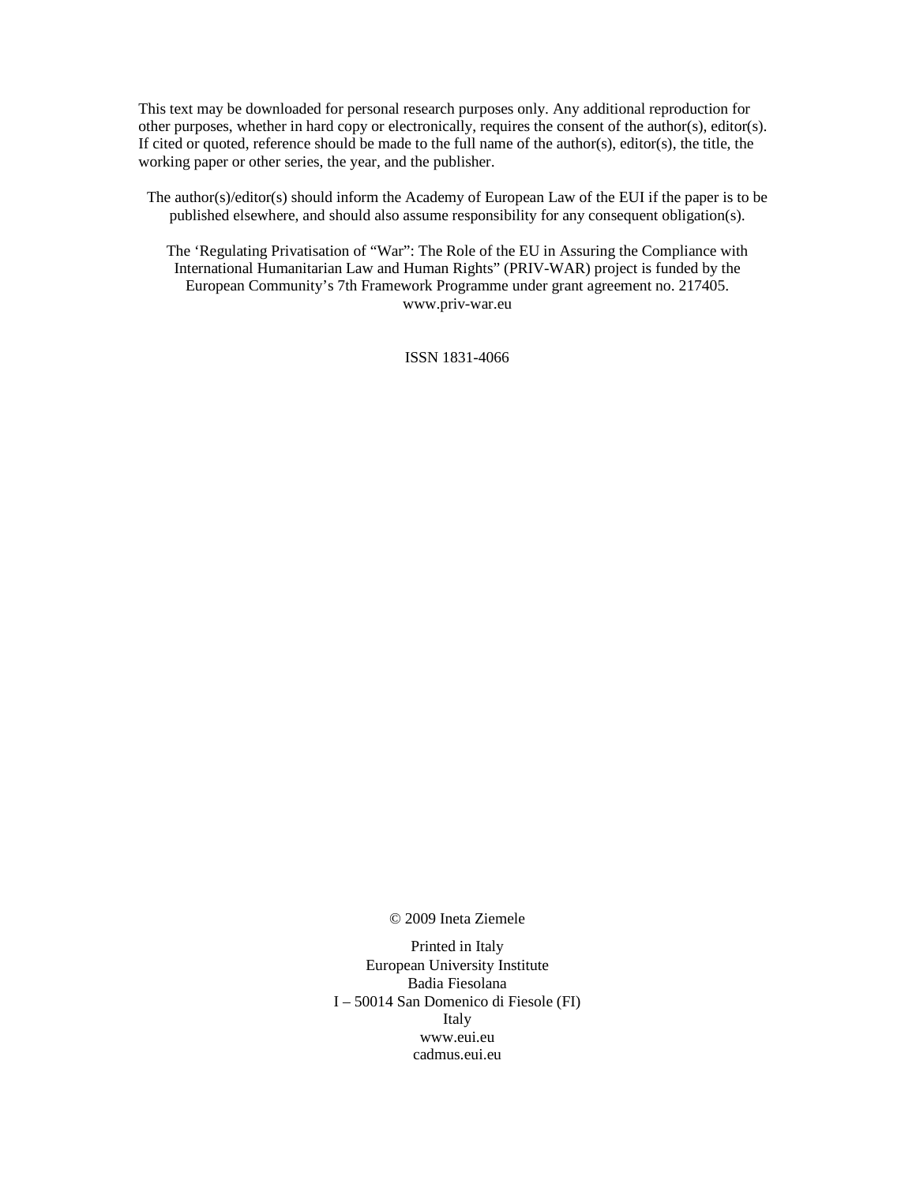This text may be downloaded for personal research purposes only. Any additional reproduction for other purposes, whether in hard copy or electronically, requires the consent of the author(s), editor(s). If cited or quoted, reference should be made to the full name of the author(s), editor(s), the title, the working paper or other series, the year, and the publisher.

The author(s)/editor(s) should inform the Academy of European Law of the EUI if the paper is to be published elsewhere, and should also assume responsibility for any consequent obligation(s).

The 'Regulating Privatisation of "War": The Role of the EU in Assuring the Compliance with International Humanitarian Law and Human Rights" (PRIV-WAR) project is funded by the European Community's 7th Framework Programme under grant agreement no. 217405.
www.priv-war.eu

ISSN 1831-4066

© 2009 Ineta Ziemele

Printed in Italy
European University Institute
Badia Fiesolana
I – 50014 San Domenico di Fiesole (FI)
Italy
www.eui.eu
cadmus.eui.eu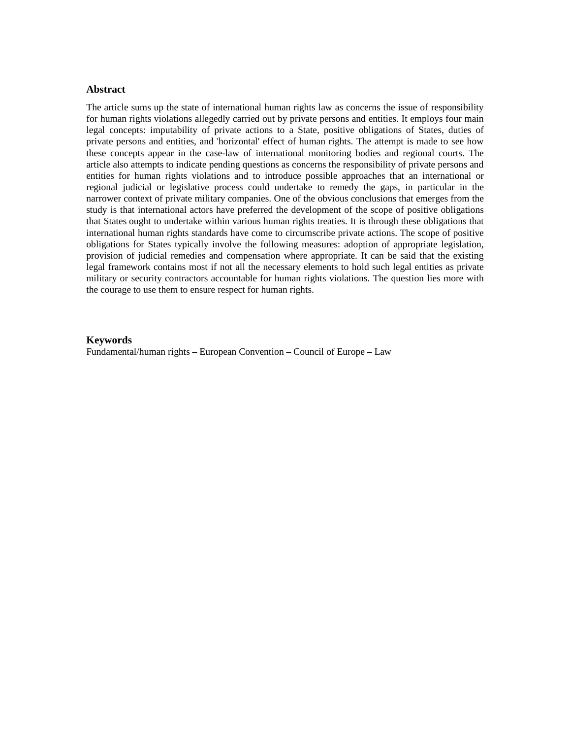## Abstract

The article sums up the state of international human rights law as concerns the issue of responsibility for human rights violations allegedly carried out by private persons and entities. It employs four main legal concepts: imputability of private actions to a State, positive obligations of States, duties of private persons and entities, and 'horizontal' effect of human rights. The attempt is made to see how these concepts appear in the case-law of international monitoring bodies and regional courts. The article also attempts to indicate pending questions as concerns the responsibility of private persons and entities for human rights violations and to introduce possible approaches that an international or regional judicial or legislative process could undertake to remedy the gaps, in particular in the narrower context of private military companies. One of the obvious conclusions that emerges from the study is that international actors have preferred the development of the scope of positive obligations that States ought to undertake within various human rights treaties. It is through these obligations that international human rights standards have come to circumscribe private actions. The scope of positive obligations for States typically involve the following measures: adoption of appropriate legislation, provision of judicial remedies and compensation where appropriate. It can be said that the existing legal framework contains most if not all the necessary elements to hold such legal entities as private military or security contractors accountable for human rights violations. The question lies more with the courage to use them to ensure respect for human rights.

## Keywords

Fundamental/human rights – European Convention – Council of Europe – Law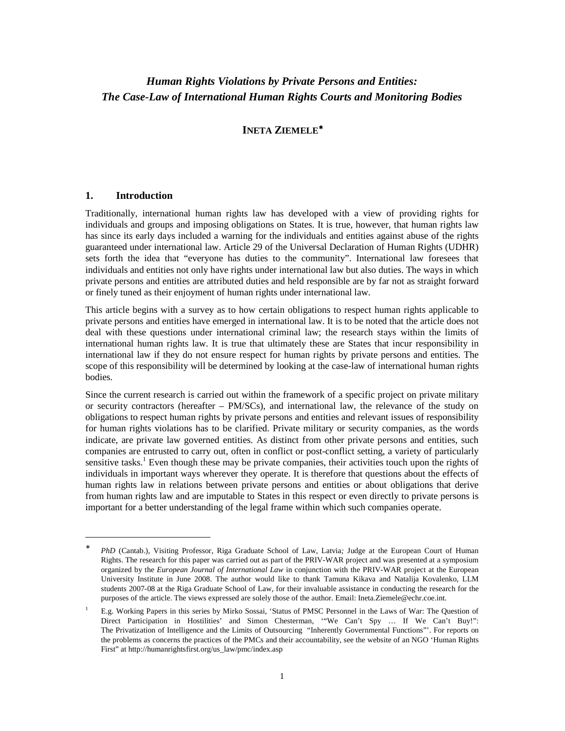## *Human Rights Violations by Private Persons and Entities: The Case-Law of International Human Rights Courts and Monitoring Bodies*

### INETA ZIEMELE*

### 1. Introduction

Traditionally, international human rights law has developed with a view of providing rights for individuals and groups and imposing obligations on States. It is true, however, that human rights law has since its early days included a warning for the individuals and entities against abuse of the rights guaranteed under international law. Article 29 of the Universal Declaration of Human Rights (UDHR) sets forth the idea that "everyone has duties to the community". International law foresees that individuals and entities not only have rights under international law but also duties. The ways in which private persons and entities are attributed duties and held responsible are by far not as straight forward or finely tuned as their enjoyment of human rights under international law.

This article begins with a survey as to how certain obligations to respect human rights applicable to private persons and entities have emerged in international law. It is to be noted that the article does not deal with these questions under international criminal law; the research stays within the limits of international human rights law. It is true that ultimately these are States that incur responsibility in international law if they do not ensure respect for human rights by private persons and entities. The scope of this responsibility will be determined by looking at the case-law of international human rights bodies.

Since the current research is carried out within the framework of a specific project on private military or security contractors (hereafter – PM/SCs), and international law, the relevance of the study on obligations to respect human rights by private persons and entities and relevant issues of responsibility for human rights violations has to be clarified. Private military or security companies, as the words indicate, are private law governed entities. As distinct from other private persons and entities, such companies are entrusted to carry out, often in conflict or post-conflict setting, a variety of particularly sensitive tasks.[1] Even though these may be private companies, their activities touch upon the rights of individuals in important ways wherever they operate. It is therefore that questions about the effects of human rights law in relations between private persons and entities or about obligations that derive from human rights law and are imputable to States in this respect or even directly to private persons is important for a better understanding of the legal frame within which such companies operate.

---

\* *PhD* (Cantab.), Visiting Professor, Riga Graduate School of Law, Latvia*;* Judge at the European Court of Human Rights. The research for this paper was carried out as part of the PRIV-WAR project and was presented at a symposium organized by the *European Journal of International Law* in conjunction with the PRIV-WAR project at the European University Institute in June 2008. The author would like to thank Tamuna Kikava and Natalija Kovalenko, LLM students 2007-08 at the Riga Graduate School of Law, for their invaluable assistance in conducting the research for the purposes of the article. The views expressed are solely those of the author. Email: Ineta.Ziemele@echr.coe.int.

[1] E.g. Working Papers in this series by Mirko Sossai, 'Status of PMSC Personnel in the Laws of War: The Question of Direct Participation in Hostilities' and Simon Chesterman, '"We Can't Spy … If We Can't Buy!": The Privatization of Intelligence and the Limits of Outsourcing "Inherently Governmental Functions"'. For reports on the problems as concerns the practices of the PMCs and their accountability, see the website of an NGO 'Human Rights First" at http://humanrightsfirst.org/us_law/pmc/index.asp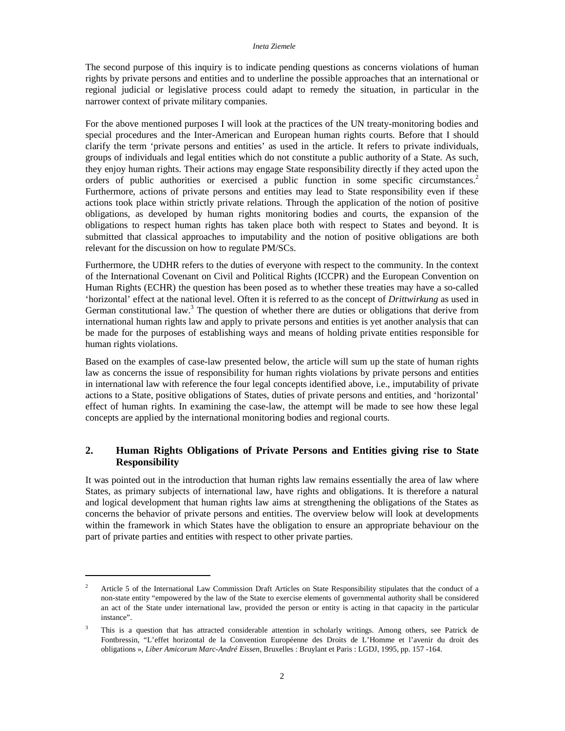The second purpose of this inquiry is to indicate pending questions as concerns violations of human rights by private persons and entities and to underline the possible approaches that an international or regional judicial or legislative process could adapt to remedy the situation, in particular in the narrower context of private military companies.

For the above mentioned purposes I will look at the practices of the UN treaty-monitoring bodies and special procedures and the Inter-American and European human rights courts. Before that I should clarify the term 'private persons and entities' as used in the article. It refers to private individuals, groups of individuals and legal entities which do not constitute a public authority of a State. As such, they enjoy human rights. Their actions may engage State responsibility directly if they acted upon the orders of public authorities or exercised a public function in some specific circumstances.[2] Furthermore, actions of private persons and entities may lead to State responsibility even if these actions took place within strictly private relations. Through the application of the notion of positive obligations, as developed by human rights monitoring bodies and courts, the expansion of the obligations to respect human rights has taken place both with respect to States and beyond. It is submitted that classical approaches to imputability and the notion of positive obligations are both relevant for the discussion on how to regulate PM/SCs.

Furthermore, the UDHR refers to the duties of everyone with respect to the community. In the context of the International Covenant on Civil and Political Rights (ICCPR) and the European Convention on Human Rights (ECHR) the question has been posed as to whether these treaties may have a so-called 'horizontal' effect at the national level. Often it is referred to as the concept of *Drittwirkung* as used in German constitutional law.[3] The question of whether there are duties or obligations that derive from international human rights law and apply to private persons and entities is yet another analysis that can be made for the purposes of establishing ways and means of holding private entities responsible for human rights violations.

Based on the examples of case-law presented below, the article will sum up the state of human rights law as concerns the issue of responsibility for human rights violations by private persons and entities in international law with reference the four legal concepts identified above, i.e., imputability of private actions to a State, positive obligations of States, duties of private persons and entities, and 'horizontal' effect of human rights. In examining the case-law, the attempt will be made to see how these legal concepts are applied by the international monitoring bodies and regional courts.

## 2. Human Rights Obligations of Private Persons and Entities giving rise to State Responsibility

It was pointed out in the introduction that human rights law remains essentially the area of law where States, as primary subjects of international law, have rights and obligations. It is therefore a natural and logical development that human rights law aims at strengthening the obligations of the States as concerns the behavior of private persons and entities. The overview below will look at developments within the framework in which States have the obligation to ensure an appropriate behaviour on the part of private parties and entities with respect to other private parties.

---

[2] Article 5 of the International Law Commission Draft Articles on State Responsibility stipulates that the conduct of a non-state entity "empowered by the law of the State to exercise elements of governmental authority shall be considered an act of the State under international law, provided the person or entity is acting in that capacity in the particular instance".

[3] This is a question that has attracted considerable attention in scholarly writings. Among others, see Patrick de Fontbressin, "L'effet horizontal de la Convention Européenne des Droits de L'Homme et l'avenir du droit des obligations », *Liber Amicorum Marc-André Eissen*, Bruxelles : Bruylant et Paris : LGDJ, 1995, pp. 157 -164.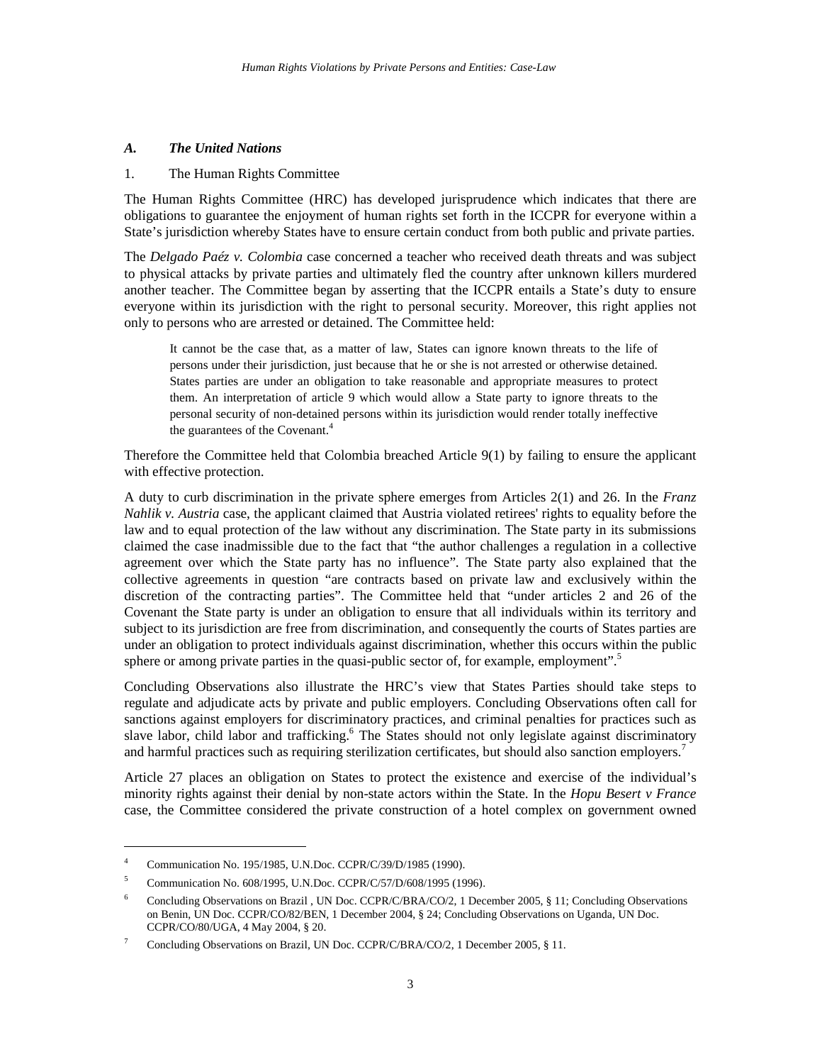### *A. The United Nations*

1. The Human Rights Committee

The Human Rights Committee (HRC) has developed jurisprudence which indicates that there are obligations to guarantee the enjoyment of human rights set forth in the ICCPR for everyone within a State's jurisdiction whereby States have to ensure certain conduct from both public and private parties.

The *Delgado Paéz v. Colombia* case concerned a teacher who received death threats and was subject to physical attacks by private parties and ultimately fled the country after unknown killers murdered another teacher. The Committee began by asserting that the ICCPR entails a State's duty to ensure everyone within its jurisdiction with the right to personal security. Moreover, this right applies not only to persons who are arrested or detained. The Committee held:

> It cannot be the case that, as a matter of law, States can ignore known threats to the life of persons under their jurisdiction, just because that he or she is not arrested or otherwise detained. States parties are under an obligation to take reasonable and appropriate measures to protect them. An interpretation of article 9 which would allow a State party to ignore threats to the personal security of non-detained persons within its jurisdiction would render totally ineffective the guarantees of the Covenant.[4]

Therefore the Committee held that Colombia breached Article 9(1) by failing to ensure the applicant with effective protection.

A duty to curb discrimination in the private sphere emerges from Articles 2(1) and 26. In the *Franz Nahlik v. Austria* case, the applicant claimed that Austria violated retirees' rights to equality before the law and to equal protection of the law without any discrimination. The State party in its submissions claimed the case inadmissible due to the fact that "the author challenges a regulation in a collective agreement over which the State party has no influence". The State party also explained that the collective agreements in question "are contracts based on private law and exclusively within the discretion of the contracting parties". The Committee held that "under articles 2 and 26 of the Covenant the State party is under an obligation to ensure that all individuals within its territory and subject to its jurisdiction are free from discrimination, and consequently the courts of States parties are under an obligation to protect individuals against discrimination, whether this occurs within the public sphere or among private parties in the quasi-public sector of, for example, employment".[5]

Concluding Observations also illustrate the HRC's view that States Parties should take steps to regulate and adjudicate acts by private and public employers. Concluding Observations often call for sanctions against employers for discriminatory practices, and criminal penalties for practices such as slave labor, child labor and trafficking.[6] The States should not only legislate against discriminatory and harmful practices such as requiring sterilization certificates, but should also sanction employers.[7]

Article 27 places an obligation on States to protect the existence and exercise of the individual's minority rights against their denial by non-state actors within the State. In the *Hopu Besert v France* case, the Committee considered the private construction of a hotel complex on government owned

---

[4] Communication No. 195/1985, U.N.Doc. CCPR/C/39/D/1985 (1990).

[5] Communication No. 608/1995, U.N.Doc. CCPR/C/57/D/608/1995 (1996).

[6] Concluding Observations on Brazil , UN Doc. CCPR/C/BRA/CO/2, 1 December 2005, § 11; Concluding Observations on Benin, UN Doc. CCPR/CO/82/BEN, 1 December 2004, § 24; Concluding Observations on Uganda, UN Doc. CCPR/CO/80/UGA, 4 May 2004, § 20.

[7] Concluding Observations on Brazil, UN Doc. CCPR/C/BRA/CO/2, 1 December 2005, § 11.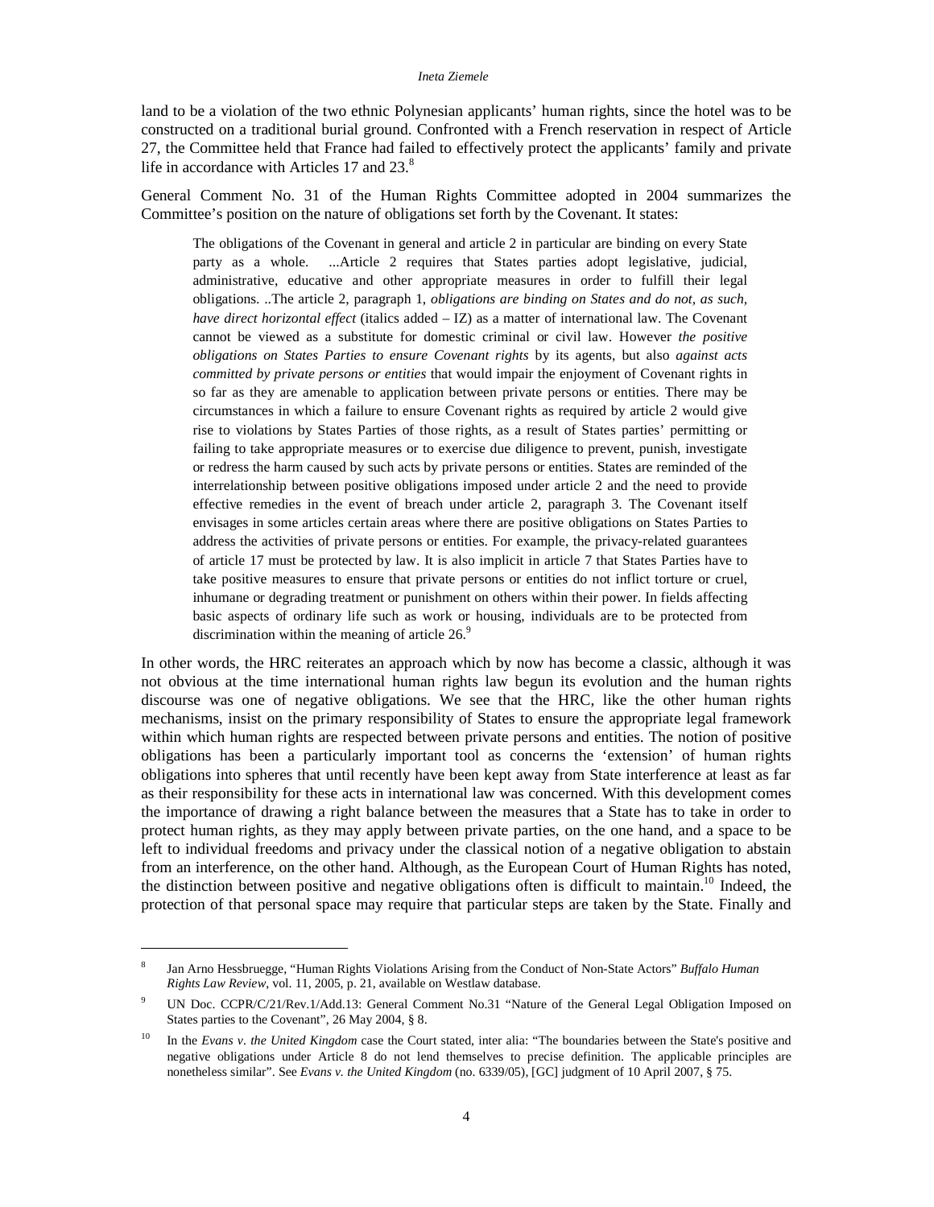land to be a violation of the two ethnic Polynesian applicants' human rights, since the hotel was to be constructed on a traditional burial ground. Confronted with a French reservation in respect of Article 27, the Committee held that France had failed to effectively protect the applicants' family and private life in accordance with Articles 17 and 23.[8]

General Comment No. 31 of the Human Rights Committee adopted in 2004 summarizes the Committee's position on the nature of obligations set forth by the Covenant. It states:

> The obligations of the Covenant in general and article 2 in particular are binding on every State party as a whole. ...Article 2 requires that States parties adopt legislative, judicial, administrative, educative and other appropriate measures in order to fulfill their legal obligations. ..The article 2, paragraph 1, *obligations are binding on States and do not, as such, have direct horizontal effect* (italics added – IZ) as a matter of international law. The Covenant cannot be viewed as a substitute for domestic criminal or civil law. However *the positive obligations on States Parties to ensure Covenant rights* by its agents, but also *against acts committed by private persons or entities* that would impair the enjoyment of Covenant rights in so far as they are amenable to application between private persons or entities. There may be circumstances in which a failure to ensure Covenant rights as required by article 2 would give rise to violations by States Parties of those rights, as a result of States parties' permitting or failing to take appropriate measures or to exercise due diligence to prevent, punish, investigate or redress the harm caused by such acts by private persons or entities. States are reminded of the interrelationship between positive obligations imposed under article 2 and the need to provide effective remedies in the event of breach under article 2, paragraph 3. The Covenant itself envisages in some articles certain areas where there are positive obligations on States Parties to address the activities of private persons or entities. For example, the privacy-related guarantees of article 17 must be protected by law. It is also implicit in article 7 that States Parties have to take positive measures to ensure that private persons or entities do not inflict torture or cruel, inhumane or degrading treatment or punishment on others within their power. In fields affecting basic aspects of ordinary life such as work or housing, individuals are to be protected from discrimination within the meaning of article 26.[9]

In other words, the HRC reiterates an approach which by now has become a classic, although it was not obvious at the time international human rights law begun its evolution and the human rights discourse was one of negative obligations. We see that the HRC, like the other human rights mechanisms, insist on the primary responsibility of States to ensure the appropriate legal framework within which human rights are respected between private persons and entities. The notion of positive obligations has been a particularly important tool as concerns the 'extension' of human rights obligations into spheres that until recently have been kept away from State interference at least as far as their responsibility for these acts in international law was concerned. With this development comes the importance of drawing a right balance between the measures that a State has to take in order to protect human rights, as they may apply between private parties, on the one hand, and a space to be left to individual freedoms and privacy under the classical notion of a negative obligation to abstain from an interference, on the other hand. Although, as the European Court of Human Rights has noted, the distinction between positive and negative obligations often is difficult to maintain.[10] Indeed, the protection of that personal space may require that particular steps are taken by the State. Finally and

---

[8] Jan Arno Hessbruegge, "Human Rights Violations Arising from the Conduct of Non-State Actors" *Buffalo Human Rights Law Review*, vol. 11, 2005, p. 21, available on Westlaw database.

[9] UN Doc. CCPR/C/21/Rev.1/Add.13: General Comment No.31 "Nature of the General Legal Obligation Imposed on States parties to the Covenant", 26 May 2004, § 8.

[10] In the *Evans v. the United Kingdom* case the Court stated, inter alia: "The boundaries between the State's positive and negative obligations under Article 8 do not lend themselves to precise definition. The applicable principles are nonetheless similar". See *Evans v. the United Kingdom* (no. 6339/05), [GC] judgment of 10 April 2007, § 75.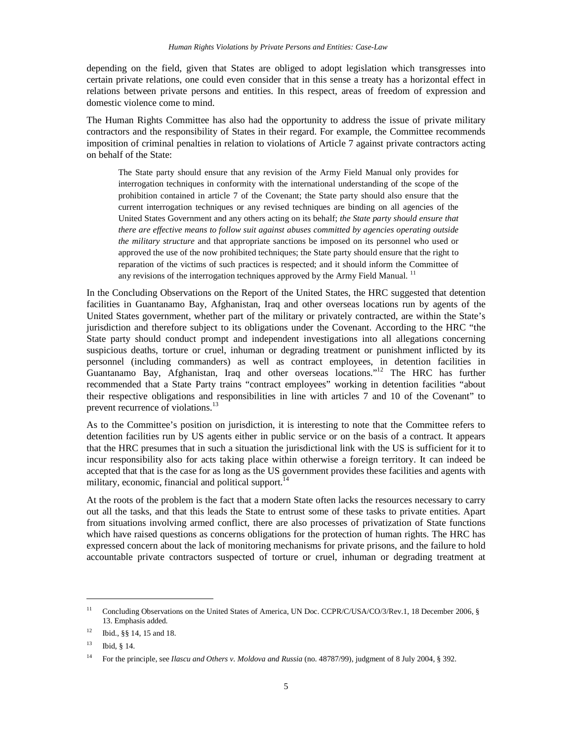depending on the field, given that States are obliged to adopt legislation which transgresses into certain private relations, one could even consider that in this sense a treaty has a horizontal effect in relations between private persons and entities. In this respect, areas of freedom of expression and domestic violence come to mind.

The Human Rights Committee has also had the opportunity to address the issue of private military contractors and the responsibility of States in their regard. For example, the Committee recommends imposition of criminal penalties in relation to violations of Article 7 against private contractors acting on behalf of the State:

> The State party should ensure that any revision of the Army Field Manual only provides for interrogation techniques in conformity with the international understanding of the scope of the prohibition contained in article 7 of the Covenant; the State party should also ensure that the current interrogation techniques or any revised techniques are binding on all agencies of the United States Government and any others acting on its behalf; *the State party should ensure that there are effective means to follow suit against abuses committed by agencies operating outside the military structure* and that appropriate sanctions be imposed on its personnel who used or approved the use of the now prohibited techniques; the State party should ensure that the right to reparation of the victims of such practices is respected; and it should inform the Committee of any revisions of the interrogation techniques approved by the Army Field Manual. [11]

In the Concluding Observations on the Report of the United States, the HRC suggested that detention facilities in Guantanamo Bay, Afghanistan, Iraq and other overseas locations run by agents of the United States government, whether part of the military or privately contracted, are within the State's jurisdiction and therefore subject to its obligations under the Covenant. According to the HRC "the State party should conduct prompt and independent investigations into all allegations concerning suspicious deaths, torture or cruel, inhuman or degrading treatment or punishment inflicted by its personnel (including commanders) as well as contract employees, in detention facilities in Guantanamo Bay, Afghanistan, Iraq and other overseas locations."[12] The HRC has further recommended that a State Party trains "contract employees" working in detention facilities "about their respective obligations and responsibilities in line with articles 7 and 10 of the Covenant" to prevent recurrence of violations.[13]

As to the Committee's position on jurisdiction, it is interesting to note that the Committee refers to detention facilities run by US agents either in public service or on the basis of a contract. It appears that the HRC presumes that in such a situation the jurisdictional link with the US is sufficient for it to incur responsibility also for acts taking place within otherwise a foreign territory. It can indeed be accepted that that is the case for as long as the US government provides these facilities and agents with military, economic, financial and political support.[14]

At the roots of the problem is the fact that a modern State often lacks the resources necessary to carry out all the tasks, and that this leads the State to entrust some of these tasks to private entities. Apart from situations involving armed conflict, there are also processes of privatization of State functions which have raised questions as concerns obligations for the protection of human rights. The HRC has expressed concern about the lack of monitoring mechanisms for private prisons, and the failure to hold accountable private contractors suspected of torture or cruel, inhuman or degrading treatment at

---

[11] Concluding Observations on the United States of America, UN Doc. CCPR/C/USA/CO/3/Rev.1, 18 December 2006, § 13. Emphasis added.

[12] Ibid., §§ 14, 15 and 18.

[13] Ibid, § 14.

[14] For the principle, see *Ilascu and Others v. Moldova and Russia* (no. 48787/99), judgment of 8 July 2004, § 392.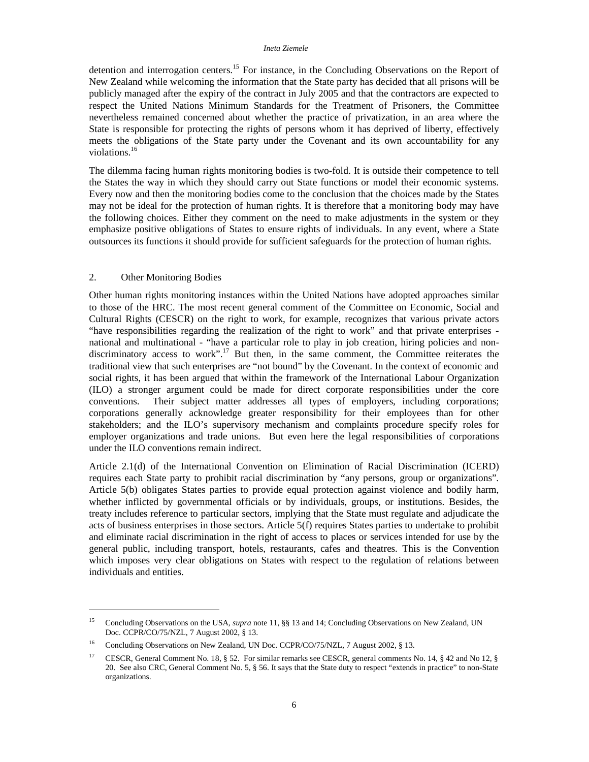detention and interrogation centers.[15] For instance, in the Concluding Observations on the Report of New Zealand while welcoming the information that the State party has decided that all prisons will be publicly managed after the expiry of the contract in July 2005 and that the contractors are expected to respect the United Nations Minimum Standards for the Treatment of Prisoners, the Committee nevertheless remained concerned about whether the practice of privatization, in an area where the State is responsible for protecting the rights of persons whom it has deprived of liberty, effectively meets the obligations of the State party under the Covenant and its own accountability for any violations.[16]

The dilemma facing human rights monitoring bodies is two-fold. It is outside their competence to tell the States the way in which they should carry out State functions or model their economic systems. Every now and then the monitoring bodies come to the conclusion that the choices made by the States may not be ideal for the protection of human rights. It is therefore that a monitoring body may have the following choices. Either they comment on the need to make adjustments in the system or they emphasize positive obligations of States to ensure rights of individuals. In any event, where a State outsources its functions it should provide for sufficient safeguards for the protection of human rights.

## 2. Other Monitoring Bodies

Other human rights monitoring instances within the United Nations have adopted approaches similar to those of the HRC. The most recent general comment of the Committee on Economic, Social and Cultural Rights (CESCR) on the right to work, for example, recognizes that various private actors "have responsibilities regarding the realization of the right to work" and that private enterprises - national and multinational - "have a particular role to play in job creation, hiring policies and non-discriminatory access to work".[17] But then, in the same comment, the Committee reiterates the traditional view that such enterprises are "not bound" by the Covenant. In the context of economic and social rights, it has been argued that within the framework of the International Labour Organization (ILO) a stronger argument could be made for direct corporate responsibilities under the core conventions. Their subject matter addresses all types of employers, including corporations; corporations generally acknowledge greater responsibility for their employees than for other stakeholders; and the ILO's supervisory mechanism and complaints procedure specify roles for employer organizations and trade unions. But even here the legal responsibilities of corporations under the ILO conventions remain indirect.

Article 2.1(d) of the International Convention on Elimination of Racial Discrimination (ICERD) requires each State party to prohibit racial discrimination by "any persons, group or organizations". Article 5(b) obligates States parties to provide equal protection against violence and bodily harm, whether inflicted by governmental officials or by individuals, groups, or institutions. Besides, the treaty includes reference to particular sectors, implying that the State must regulate and adjudicate the acts of business enterprises in those sectors. Article 5(f) requires States parties to undertake to prohibit and eliminate racial discrimination in the right of access to places or services intended for use by the general public, including transport, hotels, restaurants, cafes and theatres. This is the Convention which imposes very clear obligations on States with respect to the regulation of relations between individuals and entities.

---

[15] Concluding Observations on the USA, *supra* note 11, §§ 13 and 14; Concluding Observations on New Zealand, UN Doc. CCPR/CO/75/NZL, 7 August 2002, § 13.

[16] Concluding Observations on New Zealand, UN Doc. CCPR/CO/75/NZL, 7 August 2002, § 13.

[17] CESCR, General Comment No. 18, § 52. For similar remarks see CESCR, general comments No. 14, § 42 and No 12, § 20. See also CRC, General Comment No. 5, § 56. It says that the State duty to respect "extends in practice" to non-State organizations.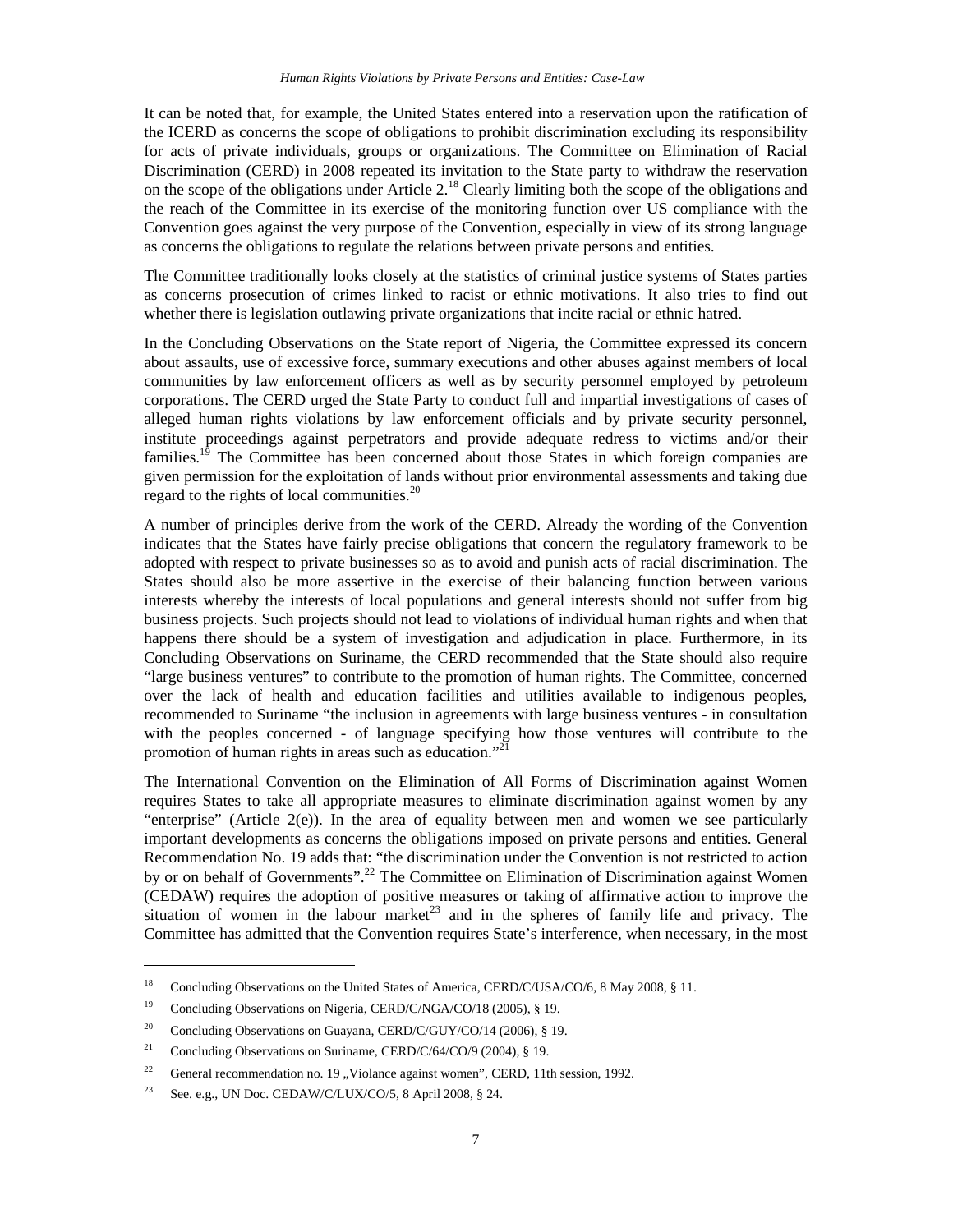It can be noted that, for example, the United States entered into a reservation upon the ratification of the ICERD as concerns the scope of obligations to prohibit discrimination excluding its responsibility for acts of private individuals, groups or organizations. The Committee on Elimination of Racial Discrimination (CERD) in 2008 repeated its invitation to the State party to withdraw the reservation on the scope of the obligations under Article 2.[18] Clearly limiting both the scope of the obligations and the reach of the Committee in its exercise of the monitoring function over US compliance with the Convention goes against the very purpose of the Convention, especially in view of its strong language as concerns the obligations to regulate the relations between private persons and entities.

The Committee traditionally looks closely at the statistics of criminal justice systems of States parties as concerns prosecution of crimes linked to racist or ethnic motivations. It also tries to find out whether there is legislation outlawing private organizations that incite racial or ethnic hatred.

In the Concluding Observations on the State report of Nigeria, the Committee expressed its concern about assaults, use of excessive force, summary executions and other abuses against members of local communities by law enforcement officers as well as by security personnel employed by petroleum corporations. The CERD urged the State Party to conduct full and impartial investigations of cases of alleged human rights violations by law enforcement officials and by private security personnel, institute proceedings against perpetrators and provide adequate redress to victims and/or their families.[19] The Committee has been concerned about those States in which foreign companies are given permission for the exploitation of lands without prior environmental assessments and taking due regard to the rights of local communities.[20]

A number of principles derive from the work of the CERD. Already the wording of the Convention indicates that the States have fairly precise obligations that concern the regulatory framework to be adopted with respect to private businesses so as to avoid and punish acts of racial discrimination. The States should also be more assertive in the exercise of their balancing function between various interests whereby the interests of local populations and general interests should not suffer from big business projects. Such projects should not lead to violations of individual human rights and when that happens there should be a system of investigation and adjudication in place. Furthermore, in its Concluding Observations on Suriname, the CERD recommended that the State should also require "large business ventures" to contribute to the promotion of human rights. The Committee, concerned over the lack of health and education facilities and utilities available to indigenous peoples, recommended to Suriname "the inclusion in agreements with large business ventures - in consultation with the peoples concerned - of language specifying how those ventures will contribute to the promotion of human rights in areas such as education."[21]

The International Convention on the Elimination of All Forms of Discrimination against Women requires States to take all appropriate measures to eliminate discrimination against women by any "enterprise" (Article 2(e)). In the area of equality between men and women we see particularly important developments as concerns the obligations imposed on private persons and entities. General Recommendation No. 19 adds that: "the discrimination under the Convention is not restricted to action by or on behalf of Governments".[22] The Committee on Elimination of Discrimination against Women (CEDAW) requires the adoption of positive measures or taking of affirmative action to improve the situation of women in the labour market[23] and in the spheres of family life and privacy. The Committee has admitted that the Convention requires State's interference, when necessary, in the most

---

[18] Concluding Observations on the United States of America, CERD/C/USA/CO/6, 8 May 2008, § 11.

[19] Concluding Observations on Nigeria, CERD/C/NGA/CO/18 (2005), § 19.

[20] Concluding Observations on Guayana, CERD/C/GUY/CO/14 (2006), § 19.

[21] Concluding Observations on Suriname, CERD/C/64/CO/9 (2004), § 19.

[22] General recommendation no. 19 „Violance against women", CERD, 11th session, 1992.

[23] See. e.g., UN Doc. CEDAW/C/LUX/CO/5, 8 April 2008, § 24.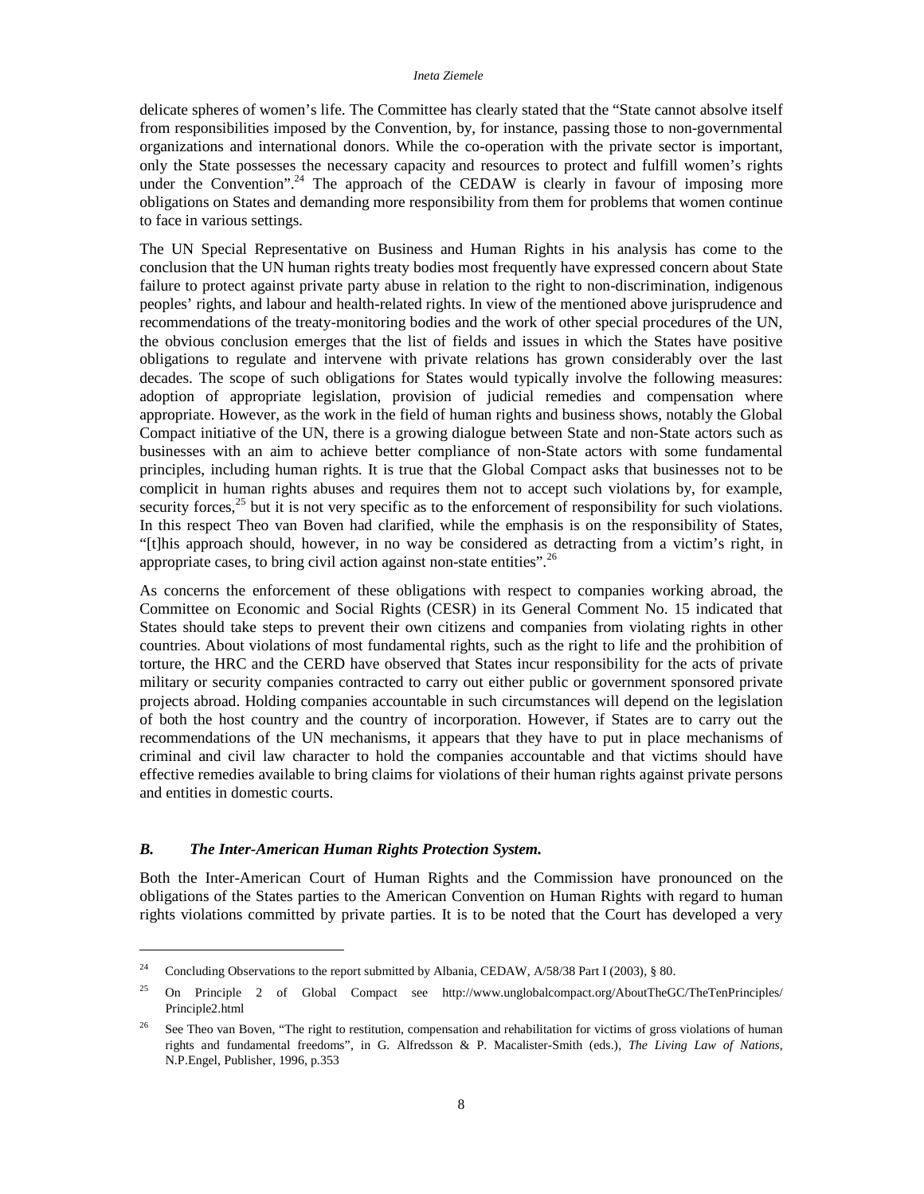delicate spheres of women's life. The Committee has clearly stated that the "State cannot absolve itself from responsibilities imposed by the Convention, by, for instance, passing those to non-governmental organizations and international donors. While the co-operation with the private sector is important, only the State possesses the necessary capacity and resources to protect and fulfill women's rights under the Convention".[24] The approach of the CEDAW is clearly in favour of imposing more obligations on States and demanding more responsibility from them for problems that women continue to face in various settings.

The UN Special Representative on Business and Human Rights in his analysis has come to the conclusion that the UN human rights treaty bodies most frequently have expressed concern about State failure to protect against private party abuse in relation to the right to non-discrimination, indigenous peoples' rights, and labour and health-related rights. In view of the mentioned above jurisprudence and recommendations of the treaty-monitoring bodies and the work of other special procedures of the UN, the obvious conclusion emerges that the list of fields and issues in which the States have positive obligations to regulate and intervene with private relations has grown considerably over the last decades. The scope of such obligations for States would typically involve the following measures: adoption of appropriate legislation, provision of judicial remedies and compensation where appropriate. However, as the work in the field of human rights and business shows, notably the Global Compact initiative of the UN, there is a growing dialogue between State and non-State actors such as businesses with an aim to achieve better compliance of non-State actors with some fundamental principles, including human rights. It is true that the Global Compact asks that businesses not to be complicit in human rights abuses and requires them not to accept such violations by, for example, security forces,[25] but it is not very specific as to the enforcement of responsibility for such violations. In this respect Theo van Boven had clarified, while the emphasis is on the responsibility of States, "[t]his approach should, however, in no way be considered as detracting from a victim's right, in appropriate cases, to bring civil action against non-state entities".[26]

As concerns the enforcement of these obligations with respect to companies working abroad, the Committee on Economic and Social Rights (CESR) in its General Comment No. 15 indicated that States should take steps to prevent their own citizens and companies from violating rights in other countries. About violations of most fundamental rights, such as the right to life and the prohibition of torture, the HRC and the CERD have observed that States incur responsibility for the acts of private military or security companies contracted to carry out either public or government sponsored private projects abroad. Holding companies accountable in such circumstances will depend on the legislation of both the host country and the country of incorporation. However, if States are to carry out the recommendations of the UN mechanisms, it appears that they have to put in place mechanisms of criminal and civil law character to hold the companies accountable and that victims should have effective remedies available to bring claims for violations of their human rights against private persons and entities in domestic courts.

### *B. The Inter-American Human Rights Protection System.*

Both the Inter-American Court of Human Rights and the Commission have pronounced on the obligations of the States parties to the American Convention on Human Rights with regard to human rights violations committed by private parties. It is to be noted that the Court has developed a very

---

[24] Concluding Observations to the report submitted by Albania, CEDAW, A/58/38 Part I (2003), § 80.

[25] On Principle 2 of Global Compact see http://www.unglobalcompact.org/AboutTheGC/TheTenPrinciples/Principle2.html

[26] See Theo van Boven, "The right to restitution, compensation and rehabilitation for victims of gross violations of human rights and fundamental freedoms", in G. Alfredsson & P. Macalister-Smith (eds.), *The Living Law of Nations*, N.P.Engel, Publisher, 1996, p.353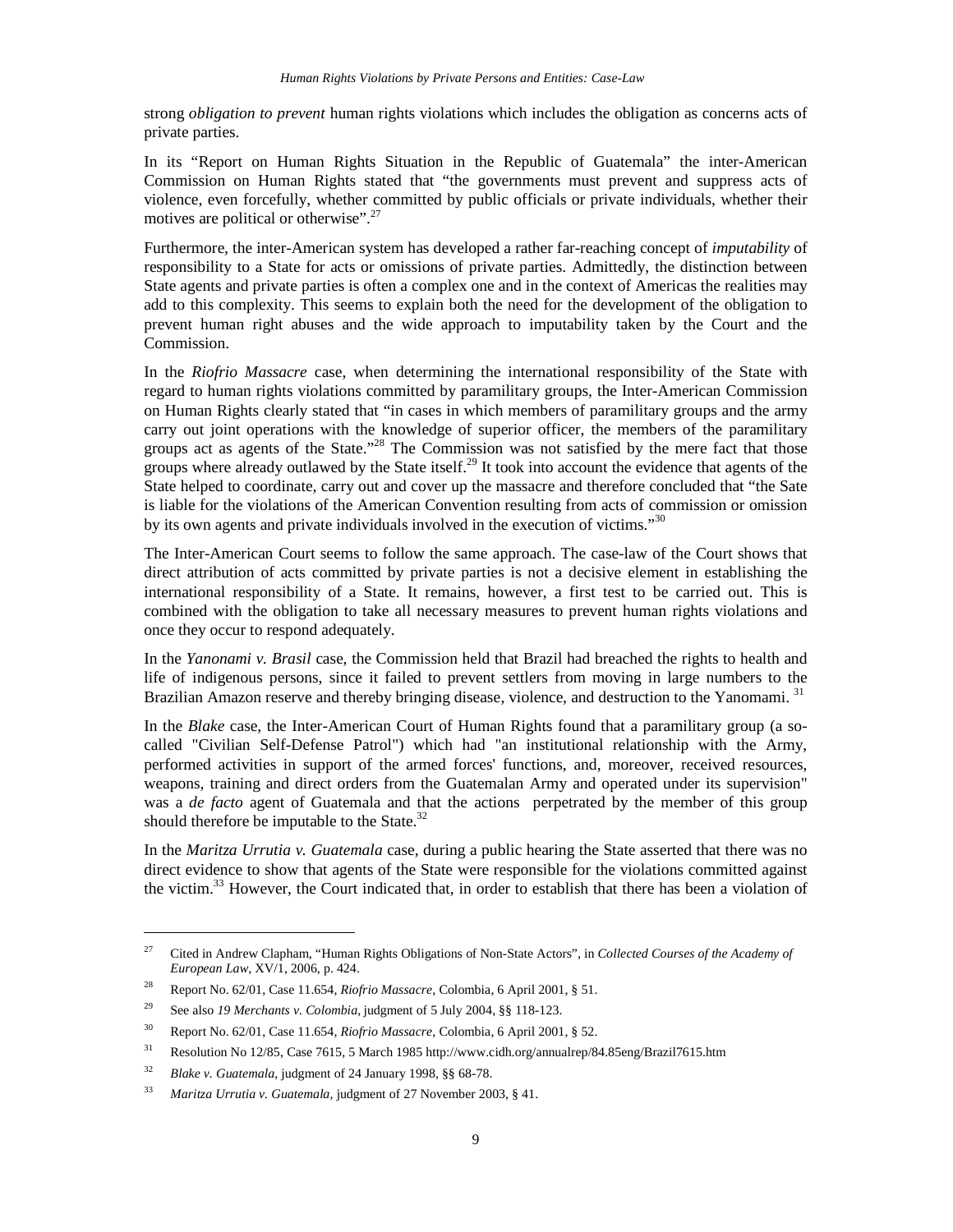strong *obligation to prevent* human rights violations which includes the obligation as concerns acts of private parties.

In its "Report on Human Rights Situation in the Republic of Guatemala" the inter-American Commission on Human Rights stated that "the governments must prevent and suppress acts of violence, even forcefully, whether committed by public officials or private individuals, whether their motives are political or otherwise".[27]

Furthermore, the inter-American system has developed a rather far-reaching concept of *imputability* of responsibility to a State for acts or omissions of private parties. Admittedly, the distinction between State agents and private parties is often a complex one and in the context of Americas the realities may add to this complexity. This seems to explain both the need for the development of the obligation to prevent human right abuses and the wide approach to imputability taken by the Court and the Commission.

In the *Riofrio Massacre* case, when determining the international responsibility of the State with regard to human rights violations committed by paramilitary groups, the Inter-American Commission on Human Rights clearly stated that "in cases in which members of paramilitary groups and the army carry out joint operations with the knowledge of superior officer, the members of the paramilitary groups act as agents of the State."[28] The Commission was not satisfied by the mere fact that those groups where already outlawed by the State itself.[29] It took into account the evidence that agents of the State helped to coordinate, carry out and cover up the massacre and therefore concluded that "the Sate is liable for the violations of the American Convention resulting from acts of commission or omission by its own agents and private individuals involved in the execution of victims."[30]

The Inter-American Court seems to follow the same approach. The case-law of the Court shows that direct attribution of acts committed by private parties is not a decisive element in establishing the international responsibility of a State. It remains, however, a first test to be carried out. This is combined with the obligation to take all necessary measures to prevent human rights violations and once they occur to respond adequately.

In the *Yanonami v. Brasil* case, the Commission held that Brazil had breached the rights to health and life of indigenous persons, since it failed to prevent settlers from moving in large numbers to the Brazilian Amazon reserve and thereby bringing disease, violence, and destruction to the Yanomami. [31]

In the *Blake* case, the Inter-American Court of Human Rights found that a paramilitary group (a so-called "Civilian Self-Defense Patrol") which had "an institutional relationship with the Army, performed activities in support of the armed forces' functions, and, moreover, received resources, weapons, training and direct orders from the Guatemalan Army and operated under its supervision" was a *de facto* agent of Guatemala and that the actions perpetrated by the member of this group should therefore be imputable to the State.[32]

In the *Maritza Urrutia v. Guatemala* case, during a public hearing the State asserted that there was no direct evidence to show that agents of the State were responsible for the violations committed against the victim.[33] However, the Court indicated that, in order to establish that there has been a violation of

---

[27] Cited in Andrew Clapham, "Human Rights Obligations of Non-State Actors", in *Collected Courses of the Academy of European Law*, XV/1, 2006, p. 424.

[28] Report No. 62/01, Case 11.654, *Riofrio Massacre*, Colombia, 6 April 2001, § 51.

[29] See also *19 Merchants v. Colombia*, judgment of 5 July 2004, §§ 118-123.

[30] Report No. 62/01, Case 11.654, *Riofrio Massacre*, Colombia, 6 April 2001, § 52.

[31] Resolution No 12/85, Case 7615, 5 March 1985 http://www.cidh.org/annualrep/84.85eng/Brazil7615.htm

[32] *Blake v. Guatemala*, judgment of 24 January 1998, §§ 68-78.

[33] *Maritza Urrutia v. Guatemala*, judgment of 27 November 2003, § 41.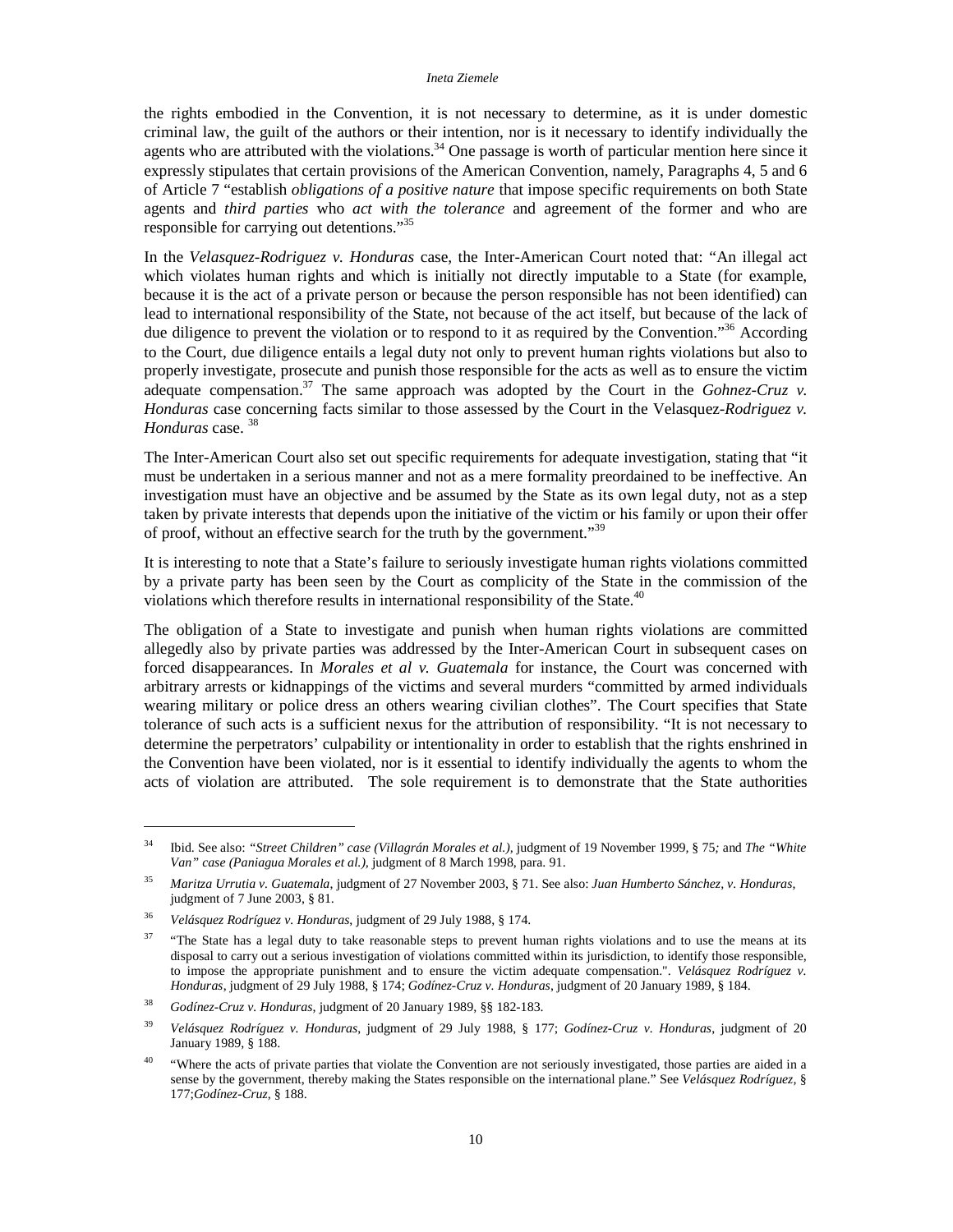the rights embodied in the Convention, it is not necessary to determine, as it is under domestic criminal law, the guilt of the authors or their intention, nor is it necessary to identify individually the agents who are attributed with the violations.[34] One passage is worth of particular mention here since it expressly stipulates that certain provisions of the American Convention, namely, Paragraphs 4, 5 and 6 of Article 7 "establish *obligations of a positive nature* that impose specific requirements on both State agents and *third parties* who *act with the tolerance* and agreement of the former and who are responsible for carrying out detentions."[35]

In the *Velasquez-Rodriguez v. Honduras* case, the Inter-American Court noted that: "An illegal act which violates human rights and which is initially not directly imputable to a State (for example, because it is the act of a private person or because the person responsible has not been identified) can lead to international responsibility of the State, not because of the act itself, but because of the lack of due diligence to prevent the violation or to respond to it as required by the Convention."[36] According to the Court, due diligence entails a legal duty not only to prevent human rights violations but also to properly investigate, prosecute and punish those responsible for the acts as well as to ensure the victim adequate compensation.[37] The same approach was adopted by the Court in the *Gohnez-Cruz v. Honduras* case concerning facts similar to those assessed by the Court in the Velasquez-*Rodriguez v. Honduras* case. [38]

The Inter-American Court also set out specific requirements for adequate investigation, stating that "it must be undertaken in a serious manner and not as a mere formality preordained to be ineffective. An investigation must have an objective and be assumed by the State as its own legal duty, not as a step taken by private interests that depends upon the initiative of the victim or his family or upon their offer of proof, without an effective search for the truth by the government."[39]

It is interesting to note that a State's failure to seriously investigate human rights violations committed by a private party has been seen by the Court as complicity of the State in the commission of the violations which therefore results in international responsibility of the State.[40]

The obligation of a State to investigate and punish when human rights violations are committed allegedly also by private parties was addressed by the Inter-American Court in subsequent cases on forced disappearances. In *Morales et al v. Guatemala* for instance, the Court was concerned with arbitrary arrests or kidnappings of the victims and several murders "committed by armed individuals wearing military or police dress an others wearing civilian clothes". The Court specifies that State tolerance of such acts is a sufficient nexus for the attribution of responsibility. "It is not necessary to determine the perpetrators' culpability or intentionality in order to establish that the rights enshrined in the Convention have been violated, nor is it essential to identify individually the agents to whom the acts of violation are attributed. The sole requirement is to demonstrate that the State authorities

---

[34] Ibid. See also: *"Street Children" case (Villagrán Morales et al.)*, judgment of 19 November 1999, § 75*;* and *The "White Van" case (Paniagua Morales et al.)*, judgment of 8 March 1998, para. 91.

[35] *Maritza Urrutia v. Guatemala*, judgment of 27 November 2003, § 71. See also: *Juan Humberto Sánchez, v. Honduras*, judgment of 7 June 2003, § 81.

[36] *Velásquez Rodríguez v. Honduras*, judgment of 29 July 1988, § 174.

[37] "The State has a legal duty to take reasonable steps to prevent human rights violations and to use the means at its disposal to carry out a serious investigation of violations committed within its jurisdiction, to identify those responsible, to impose the appropriate punishment and to ensure the victim adequate compensation.". *Velásquez Rodríguez v. Honduras*, judgment of 29 July 1988, § 174; *Godínez-Cruz v. Honduras*, judgment of 20 January 1989, § 184.

[38] *Godínez-Cruz v. Honduras*, judgment of 20 January 1989, §§ 182-183.

[39] *Velásquez Rodríguez v. Honduras*, judgment of 29 July 1988, § 177; *Godínez-Cruz v. Honduras*, judgment of 20 January 1989, § 188.

[40] "Where the acts of private parties that violate the Convention are not seriously investigated, those parties are aided in a sense by the government, thereby making the States responsible on the international plane." See *Velásquez Rodríguez*, § 177;*Godínez-Cruz*, § 188.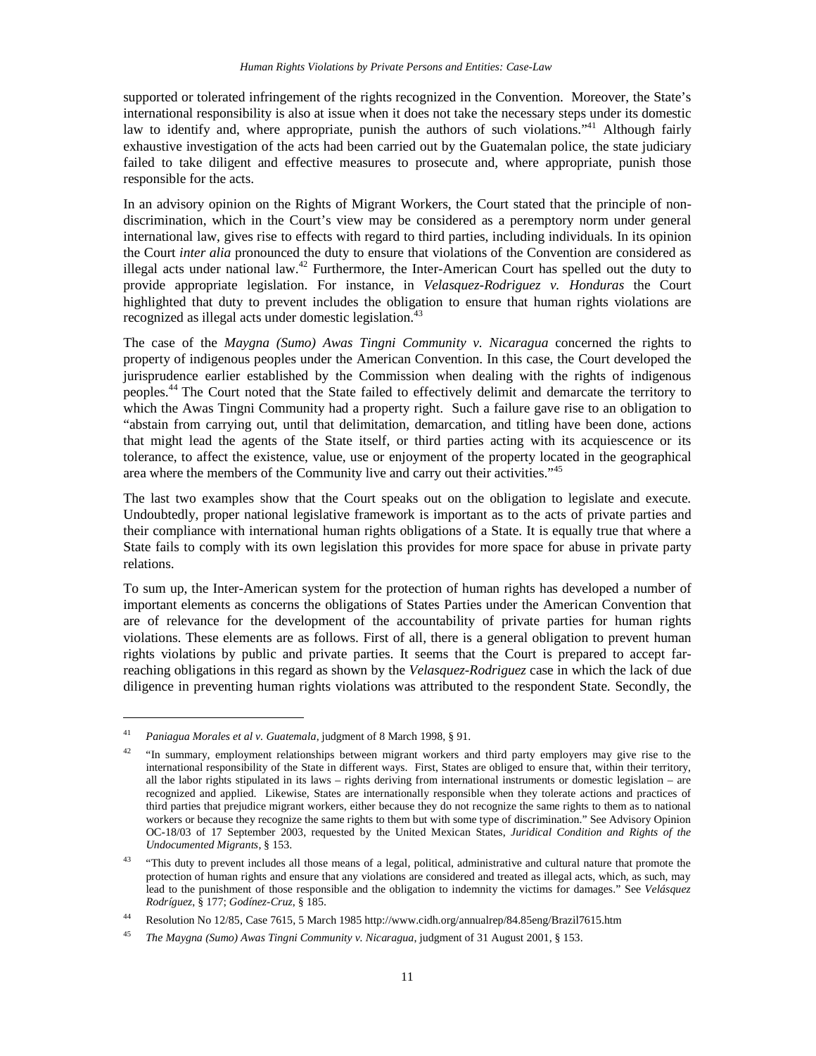supported or tolerated infringement of the rights recognized in the Convention. Moreover, the State's international responsibility is also at issue when it does not take the necessary steps under its domestic law to identify and, where appropriate, punish the authors of such violations."[41] Although fairly exhaustive investigation of the acts had been carried out by the Guatemalan police, the state judiciary failed to take diligent and effective measures to prosecute and, where appropriate, punish those responsible for the acts.

In an advisory opinion on the Rights of Migrant Workers, the Court stated that the principle of non-discrimination, which in the Court's view may be considered as a peremptory norm under general international law, gives rise to effects with regard to third parties, including individuals. In its opinion the Court *inter alia* pronounced the duty to ensure that violations of the Convention are considered as illegal acts under national law.[42] Furthermore, the Inter-American Court has spelled out the duty to provide appropriate legislation. For instance, in *Velasquez-Rodriguez v. Honduras* the Court highlighted that duty to prevent includes the obligation to ensure that human rights violations are recognized as illegal acts under domestic legislation.[43]

The case of the *Maygna (Sumo) Awas Tingni Community v. Nicaragua* concerned the rights to property of indigenous peoples under the American Convention. In this case, the Court developed the jurisprudence earlier established by the Commission when dealing with the rights of indigenous peoples.[44] The Court noted that the State failed to effectively delimit and demarcate the territory to which the Awas Tingni Community had a property right. Such a failure gave rise to an obligation to "abstain from carrying out, until that delimitation, demarcation, and titling have been done, actions that might lead the agents of the State itself, or third parties acting with its acquiescence or its tolerance, to affect the existence, value, use or enjoyment of the property located in the geographical area where the members of the Community live and carry out their activities."[45]

The last two examples show that the Court speaks out on the obligation to legislate and execute. Undoubtedly, proper national legislative framework is important as to the acts of private parties and their compliance with international human rights obligations of a State. It is equally true that where a State fails to comply with its own legislation this provides for more space for abuse in private party relations.

To sum up, the Inter-American system for the protection of human rights has developed a number of important elements as concerns the obligations of States Parties under the American Convention that are of relevance for the development of the accountability of private parties for human rights violations. These elements are as follows. First of all, there is a general obligation to prevent human rights violations by public and private parties. It seems that the Court is prepared to accept far-reaching obligations in this regard as shown by the *Velasquez-Rodriguez* case in which the lack of due diligence in preventing human rights violations was attributed to the respondent State. Secondly, the

---

[41] *Paniagua Morales et al v. Guatemala*, judgment of 8 March 1998, § 91.

[42] "In summary, employment relationships between migrant workers and third party employers may give rise to the international responsibility of the State in different ways. First, States are obliged to ensure that, within their territory, all the labor rights stipulated in its laws – rights deriving from international instruments or domestic legislation – are recognized and applied. Likewise, States are internationally responsible when they tolerate actions and practices of third parties that prejudice migrant workers, either because they do not recognize the same rights to them as to national workers or because they recognize the same rights to them but with some type of discrimination." See Advisory Opinion OC-18/03 of 17 September 2003, requested by the United Mexican States, *Juridical Condition and Rights of the Undocumented Migrants*, § 153.

[43] "This duty to prevent includes all those means of a legal, political, administrative and cultural nature that promote the protection of human rights and ensure that any violations are considered and treated as illegal acts, which, as such, may lead to the punishment of those responsible and the obligation to indemnity the victims for damages." See *Velásquez Rodríguez*, § 177; *Godínez-Cruz*, § 185.

[44] Resolution No 12/85, Case 7615, 5 March 1985 http://www.cidh.org/annualrep/84.85eng/Brazil7615.htm

[45] *The Maygna (Sumo) Awas Tingni Community v. Nicaragua*, judgment of 31 August 2001, § 153.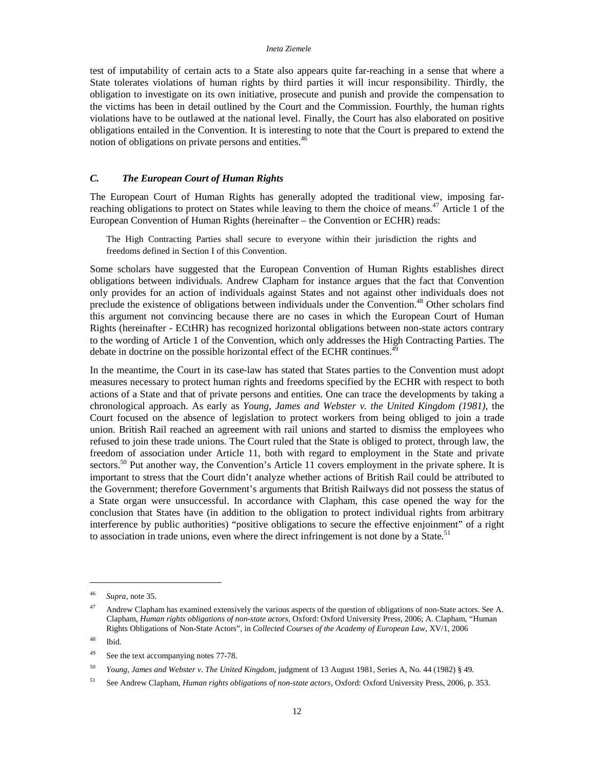test of imputability of certain acts to a State also appears quite far-reaching in a sense that where a State tolerates violations of human rights by third parties it will incur responsibility. Thirdly, the obligation to investigate on its own initiative, prosecute and punish and provide the compensation to the victims has been in detail outlined by the Court and the Commission. Fourthly, the human rights violations have to be outlawed at the national level. Finally, the Court has also elaborated on positive obligations entailed in the Convention. It is interesting to note that the Court is prepared to extend the notion of obligations on private persons and entities.[46]

### *C. The European Court of Human Rights*

The European Court of Human Rights has generally adopted the traditional view, imposing far-reaching obligations to protect on States while leaving to them the choice of means.[47] Article 1 of the European Convention of Human Rights (hereinafter – the Convention or ECHR) reads:

> The High Contracting Parties shall secure to everyone within their jurisdiction the rights and freedoms defined in Section I of this Convention.

Some scholars have suggested that the European Convention of Human Rights establishes direct obligations between individuals. Andrew Clapham for instance argues that the fact that Convention only provides for an action of individuals against States and not against other individuals does not preclude the existence of obligations between individuals under the Convention.[48] Other scholars find this argument not convincing because there are no cases in which the European Court of Human Rights (hereinafter - ECtHR) has recognized horizontal obligations between non-state actors contrary to the wording of Article 1 of the Convention, which only addresses the High Contracting Parties. The debate in doctrine on the possible horizontal effect of the ECHR continues.[49]

In the meantime, the Court in its case-law has stated that States parties to the Convention must adopt measures necessary to protect human rights and freedoms specified by the ECHR with respect to both actions of a State and that of private persons and entities. One can trace the developments by taking a chronological approach. As early as *Young, James and Webster v. the United Kingdom (1981)*, the Court focused on the absence of legislation to protect workers from being obliged to join a trade union. British Rail reached an agreement with rail unions and started to dismiss the employees who refused to join these trade unions. The Court ruled that the State is obliged to protect, through law, the freedom of association under Article 11, both with regard to employment in the State and private sectors.[50] Put another way, the Convention's Article 11 covers employment in the private sphere. It is important to stress that the Court didn't analyze whether actions of British Rail could be attributed to the Government; therefore Government's arguments that British Railways did not possess the status of a State organ were unsuccessful. In accordance with Clapham, this case opened the way for the conclusion that States have (in addition to the obligation to protect individual rights from arbitrary interference by public authorities) "positive obligations to secure the effective enjoinment" of a right to association in trade unions, even where the direct infringement is not done by a State.[51]

---

[46] *Supra*, note 35.

[47] Andrew Clapham has examined extensively the various aspects of the question of obligations of non-State actors. See A. Clapham, *Human rights obligations of non-state actors*, Oxford: Oxford University Press, 2006; A. Clapham, "Human Rights Obligations of Non-State Actors", in *Collected Courses of the Academy of European Law*, XV/1, 2006

[48] Ibid.

[49] See the text accompanying notes 77-78.

[50] *Young, James and Webster v. The United Kingdom*, judgment of 13 August 1981, Series A, No. 44 (1982) § 49.

[51] See Andrew Clapham, *Human rights obligations of non-state actors*, Oxford: Oxford University Press, 2006, p. 353.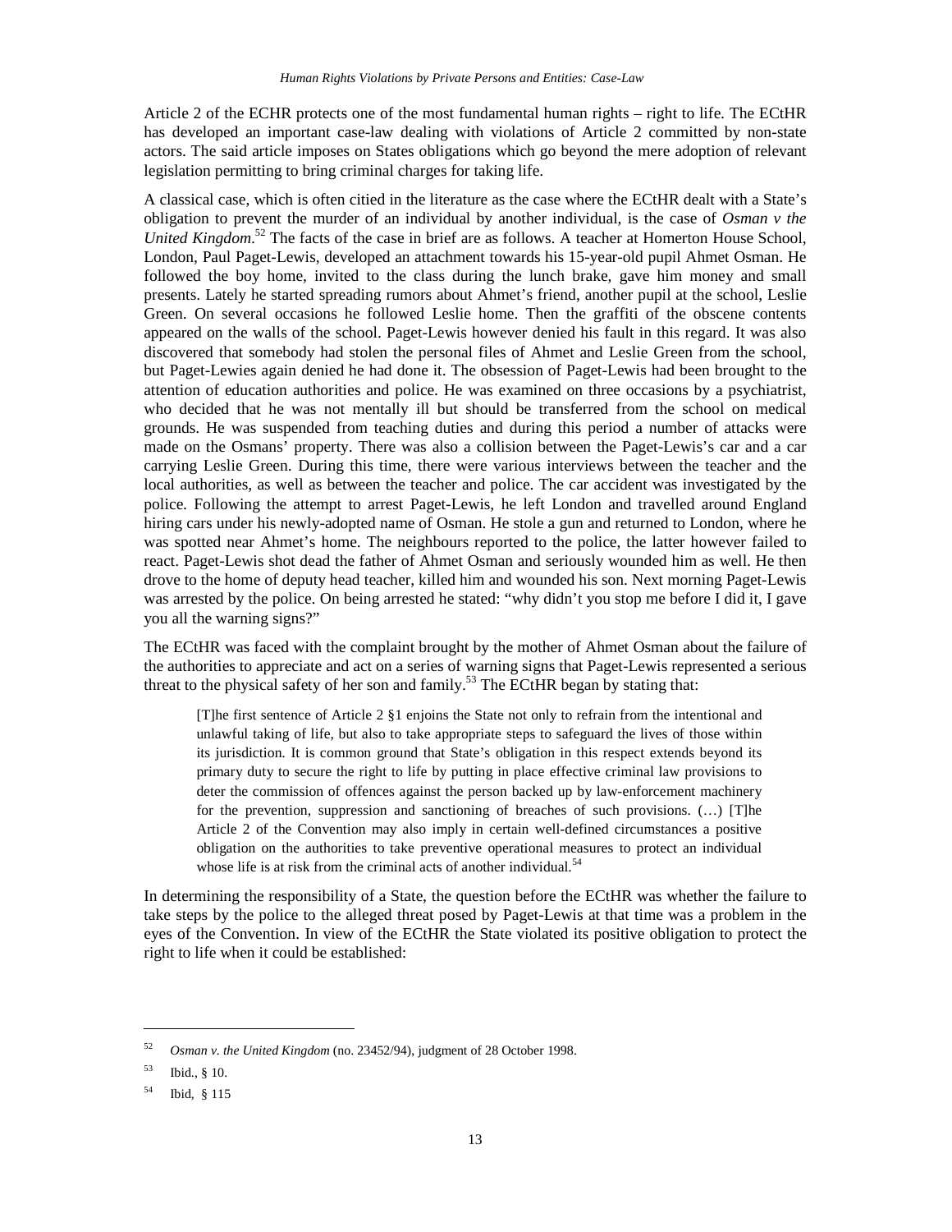Article 2 of the ECHR protects one of the most fundamental human rights – right to life. The ECtHR has developed an important case-law dealing with violations of Article 2 committed by non-state actors. The said article imposes on States obligations which go beyond the mere adoption of relevant legislation permitting to bring criminal charges for taking life.

A classical case, which is often citied in the literature as the case where the ECtHR dealt with a State's obligation to prevent the murder of an individual by another individual, is the case of *Osman v the United Kingdom*.[52] The facts of the case in brief are as follows. A teacher at Homerton House School, London, Paul Paget-Lewis, developed an attachment towards his 15-year-old pupil Ahmet Osman. He followed the boy home, invited to the class during the lunch brake, gave him money and small presents. Lately he started spreading rumors about Ahmet's friend, another pupil at the school, Leslie Green. On several occasions he followed Leslie home. Then the graffiti of the obscene contents appeared on the walls of the school. Paget-Lewis however denied his fault in this regard. It was also discovered that somebody had stolen the personal files of Ahmet and Leslie Green from the school, but Paget-Lewies again denied he had done it. The obsession of Paget-Lewis had been brought to the attention of education authorities and police. He was examined on three occasions by a psychiatrist, who decided that he was not mentally ill but should be transferred from the school on medical grounds. He was suspended from teaching duties and during this period a number of attacks were made on the Osmans' property. There was also a collision between the Paget-Lewis's car and a car carrying Leslie Green. During this time, there were various interviews between the teacher and the local authorities, as well as between the teacher and police. The car accident was investigated by the police. Following the attempt to arrest Paget-Lewis, he left London and travelled around England hiring cars under his newly-adopted name of Osman. He stole a gun and returned to London, where he was spotted near Ahmet's home. The neighbours reported to the police, the latter however failed to react. Paget-Lewis shot dead the father of Ahmet Osman and seriously wounded him as well. He then drove to the home of deputy head teacher, killed him and wounded his son. Next morning Paget-Lewis was arrested by the police. On being arrested he stated: "why didn't you stop me before I did it, I gave you all the warning signs?"

The ECtHR was faced with the complaint brought by the mother of Ahmet Osman about the failure of the authorities to appreciate and act on a series of warning signs that Paget-Lewis represented a serious threat to the physical safety of her son and family.[53] The ECtHR began by stating that:

> [T]he first sentence of Article 2 §1 enjoins the State not only to refrain from the intentional and unlawful taking of life, but also to take appropriate steps to safeguard the lives of those within its jurisdiction. It is common ground that State's obligation in this respect extends beyond its primary duty to secure the right to life by putting in place effective criminal law provisions to deter the commission of offences against the person backed up by law-enforcement machinery for the prevention, suppression and sanctioning of breaches of such provisions. (…) [T]he Article 2 of the Convention may also imply in certain well-defined circumstances a positive obligation on the authorities to take preventive operational measures to protect an individual whose life is at risk from the criminal acts of another individual.[54]

In determining the responsibility of a State, the question before the ECtHR was whether the failure to take steps by the police to the alleged threat posed by Paget-Lewis at that time was a problem in the eyes of the Convention. In view of the ECtHR the State violated its positive obligation to protect the right to life when it could be established:

---

[52] *Osman v. the United Kingdom* (no. 23452/94), judgment of 28 October 1998.

[53] Ibid., § 10.

[54] Ibid, § 115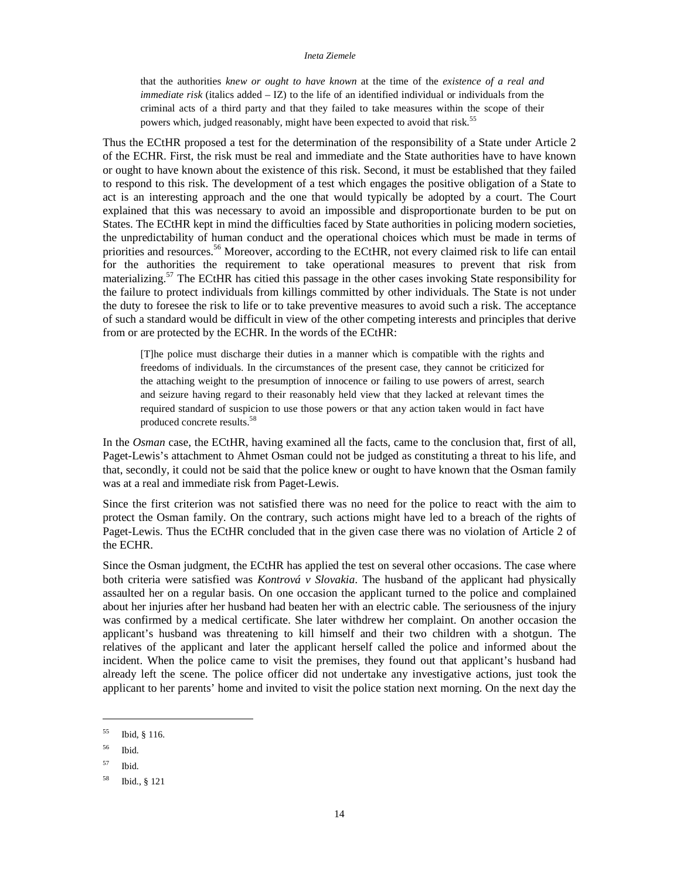> that the authorities *knew or ought to have known* at the time of the *existence of a real and immediate risk* (italics added – IZ) to the life of an identified individual or individuals from the criminal acts of a third party and that they failed to take measures within the scope of their powers which, judged reasonably, might have been expected to avoid that risk.[55]

Thus the ECtHR proposed a test for the determination of the responsibility of a State under Article 2 of the ECHR. First, the risk must be real and immediate and the State authorities have to have known or ought to have known about the existence of this risk. Second, it must be established that they failed to respond to this risk. The development of a test which engages the positive obligation of a State to act is an interesting approach and the one that would typically be adopted by a court. The Court explained that this was necessary to avoid an impossible and disproportionate burden to be put on States. The ECtHR kept in mind the difficulties faced by State authorities in policing modern societies, the unpredictability of human conduct and the operational choices which must be made in terms of priorities and resources.[56] Moreover, according to the ECtHR, not every claimed risk to life can entail for the authorities the requirement to take operational measures to prevent that risk from materializing.[57] The ECtHR has citied this passage in the other cases invoking State responsibility for the failure to protect individuals from killings committed by other individuals. The State is not under the duty to foresee the risk to life or to take preventive measures to avoid such a risk. The acceptance of such a standard would be difficult in view of the other competing interests and principles that derive from or are protected by the ECHR. In the words of the ECtHR:

> [T]he police must discharge their duties in a manner which is compatible with the rights and freedoms of individuals. In the circumstances of the present case, they cannot be criticized for the attaching weight to the presumption of innocence or failing to use powers of arrest, search and seizure having regard to their reasonably held view that they lacked at relevant times the required standard of suspicion to use those powers or that any action taken would in fact have produced concrete results.[58]

In the *Osman* case, the ECtHR, having examined all the facts, came to the conclusion that, first of all, Paget-Lewis's attachment to Ahmet Osman could not be judged as constituting a threat to his life, and that, secondly, it could not be said that the police knew or ought to have known that the Osman family was at a real and immediate risk from Paget-Lewis.

Since the first criterion was not satisfied there was no need for the police to react with the aim to protect the Osman family. On the contrary, such actions might have led to a breach of the rights of Paget-Lewis. Thus the ECtHR concluded that in the given case there was no violation of Article 2 of the ECHR.

Since the Osman judgment, the ECtHR has applied the test on several other occasions. The case where both criteria were satisfied was *Kontrová v Slovakia*. The husband of the applicant had physically assaulted her on a regular basis. On one occasion the applicant turned to the police and complained about her injuries after her husband had beaten her with an electric cable. The seriousness of the injury was confirmed by a medical certificate. She later withdrew her complaint. On another occasion the applicant's husband was threatening to kill himself and their two children with a shotgun. The relatives of the applicant and later the applicant herself called the police and informed about the incident. When the police came to visit the premises, they found out that applicant's husband had already left the scene. The police officer did not undertake any investigative actions, just took the applicant to her parents' home and invited to visit the police station next morning. On the next day the

---

[55] Ibid, § 116.

[56] Ibid.

[57] Ibid.

[58] Ibid., § 121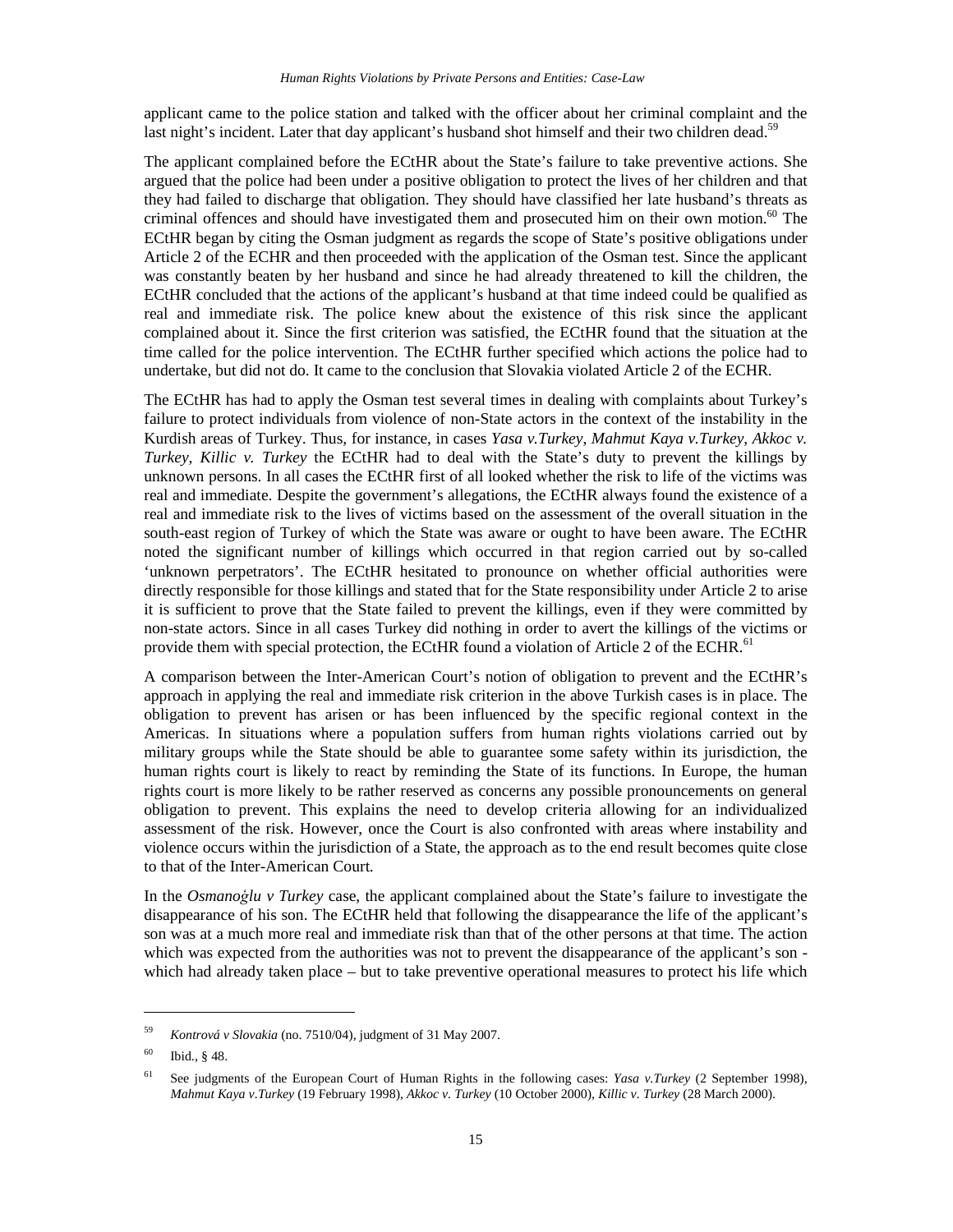applicant came to the police station and talked with the officer about her criminal complaint and the last night's incident. Later that day applicant's husband shot himself and their two children dead.[59]

The applicant complained before the ECtHR about the State's failure to take preventive actions. She argued that the police had been under a positive obligation to protect the lives of her children and that they had failed to discharge that obligation. They should have classified her late husband's threats as criminal offences and should have investigated them and prosecuted him on their own motion.[60] The ECtHR began by citing the Osman judgment as regards the scope of State's positive obligations under Article 2 of the ECHR and then proceeded with the application of the Osman test. Since the applicant was constantly beaten by her husband and since he had already threatened to kill the children, the ECtHR concluded that the actions of the applicant's husband at that time indeed could be qualified as real and immediate risk. The police knew about the existence of this risk since the applicant complained about it. Since the first criterion was satisfied, the ECtHR found that the situation at the time called for the police intervention. The ECtHR further specified which actions the police had to undertake, but did not do. It came to the conclusion that Slovakia violated Article 2 of the ECHR.

The ECtHR has had to apply the Osman test several times in dealing with complaints about Turkey's failure to protect individuals from violence of non-State actors in the context of the instability in the Kurdish areas of Turkey. Thus, for instance, in cases *Yasa v.Turkey*, *Mahmut Kaya v.Turkey*, *Akkoc v. Turkey*, *Killic v. Turkey* the ECtHR had to deal with the State's duty to prevent the killings by unknown persons. In all cases the ECtHR first of all looked whether the risk to life of the victims was real and immediate. Despite the government's allegations, the ECtHR always found the existence of a real and immediate risk to the lives of victims based on the assessment of the overall situation in the south-east region of Turkey of which the State was aware or ought to have been aware. The ECtHR noted the significant number of killings which occurred in that region carried out by so-called 'unknown perpetrators'. The ECtHR hesitated to pronounce on whether official authorities were directly responsible for those killings and stated that for the State responsibility under Article 2 to arise it is sufficient to prove that the State failed to prevent the killings, even if they were committed by non-state actors. Since in all cases Turkey did nothing in order to avert the killings of the victims or provide them with special protection, the ECtHR found a violation of Article 2 of the ECHR.[61]

A comparison between the Inter-American Court's notion of obligation to prevent and the ECtHR's approach in applying the real and immediate risk criterion in the above Turkish cases is in place. The obligation to prevent has arisen or has been influenced by the specific regional context in the Americas. In situations where a population suffers from human rights violations carried out by military groups while the State should be able to guarantee some safety within its jurisdiction, the human rights court is likely to react by reminding the State of its functions. In Europe, the human rights court is more likely to be rather reserved as concerns any possible pronouncements on general obligation to prevent. This explains the need to develop criteria allowing for an individualized assessment of the risk. However, once the Court is also confronted with areas where instability and violence occurs within the jurisdiction of a State, the approach as to the end result becomes quite close to that of the Inter-American Court.

In the *Osmanoǵlu v Turkey* case, the applicant complained about the State's failure to investigate the disappearance of his son. The ECtHR held that following the disappearance the life of the applicant's son was at a much more real and immediate risk than that of the other persons at that time. The action which was expected from the authorities was not to prevent the disappearance of the applicant's son - which had already taken place – but to take preventive operational measures to protect his life which

---

[59] *Kontrová v Slovakia* (no. 7510/04), judgment of 31 May 2007.

[60] Ibid., § 48.

[61] See judgments of the European Court of Human Rights in the following cases: *Yasa v.Turkey* (2 September 1998), *Mahmut Kaya v.Turkey* (19 February 1998), *Akkoc v. Turkey* (10 October 2000), *Killic v. Turkey* (28 March 2000).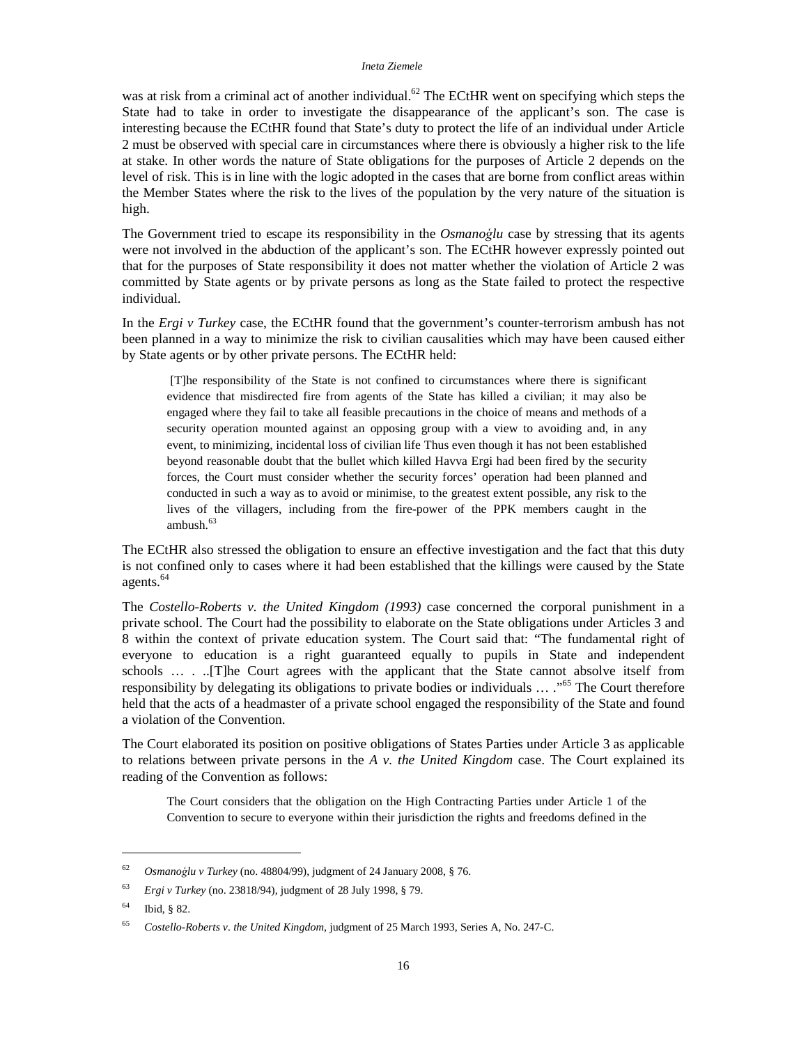was at risk from a criminal act of another individual.[62] The ECtHR went on specifying which steps the State had to take in order to investigate the disappearance of the applicant's son. The case is interesting because the ECtHR found that State's duty to protect the life of an individual under Article 2 must be observed with special care in circumstances where there is obviously a higher risk to the life at stake. In other words the nature of State obligations for the purposes of Article 2 depends on the level of risk. This is in line with the logic adopted in the cases that are borne from conflict areas within the Member States where the risk to the lives of the population by the very nature of the situation is high.

The Government tried to escape its responsibility in the *Osmanoġlu* case by stressing that its agents were not involved in the abduction of the applicant's son. The ECtHR however expressly pointed out that for the purposes of State responsibility it does not matter whether the violation of Article 2 was committed by State agents or by private persons as long as the State failed to protect the respective individual.

In the *Ergi v Turkey* case, the ECtHR found that the government's counter-terrorism ambush has not been planned in a way to minimize the risk to civilian causalities which may have been caused either by State agents or by other private persons. The ECtHR held:

> [T]he responsibility of the State is not confined to circumstances where there is significant evidence that misdirected fire from agents of the State has killed a civilian; it may also be engaged where they fail to take all feasible precautions in the choice of means and methods of a security operation mounted against an opposing group with a view to avoiding and, in any event, to minimizing, incidental loss of civilian life Thus even though it has not been established beyond reasonable doubt that the bullet which killed Havva Ergi had been fired by the security forces, the Court must consider whether the security forces' operation had been planned and conducted in such a way as to avoid or minimise, to the greatest extent possible, any risk to the lives of the villagers, including from the fire-power of the PPK members caught in the ambush.[63]

The ECtHR also stressed the obligation to ensure an effective investigation and the fact that this duty is not confined only to cases where it had been established that the killings were caused by the State agents.[64]

The *Costello-Roberts v. the United Kingdom (1993)* case concerned the corporal punishment in a private school. The Court had the possibility to elaborate on the State obligations under Articles 3 and 8 within the context of private education system. The Court said that: "The fundamental right of everyone to education is a right guaranteed equally to pupils in State and independent schools … . ..[T]he Court agrees with the applicant that the State cannot absolve itself from responsibility by delegating its obligations to private bodies or individuals … ."[65] The Court therefore held that the acts of a headmaster of a private school engaged the responsibility of the State and found a violation of the Convention.

The Court elaborated its position on positive obligations of States Parties under Article 3 as applicable to relations between private persons in the *A v. the United Kingdom* case. The Court explained its reading of the Convention as follows:

> The Court considers that the obligation on the High Contracting Parties under Article 1 of the Convention to secure to everyone within their jurisdiction the rights and freedoms defined in the

---

[62] *Osmanoġlu v Turkey* (no. 48804/99), judgment of 24 January 2008, § 76.

[63] *Ergi v Turkey* (no. 23818/94), judgment of 28 July 1998, § 79.

[64] Ibid, § 82.

[65] *Costello-Roberts v. the United Kingdom*, judgment of 25 March 1993, Series A, No. 247-C.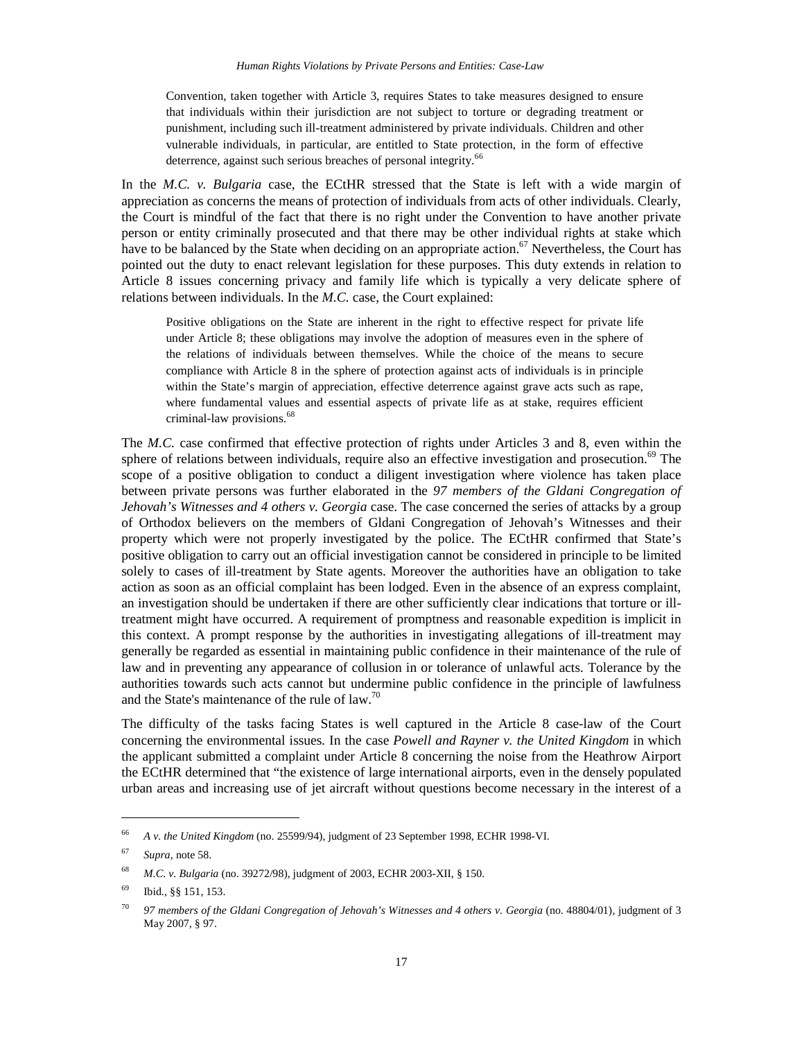> Convention, taken together with Article 3, requires States to take measures designed to ensure that individuals within their jurisdiction are not subject to torture or degrading treatment or punishment, including such ill-treatment administered by private individuals. Children and other vulnerable individuals, in particular, are entitled to State protection, in the form of effective deterrence, against such serious breaches of personal integrity.[66]

In the *M.C. v. Bulgaria* case, the ECtHR stressed that the State is left with a wide margin of appreciation as concerns the means of protection of individuals from acts of other individuals. Clearly, the Court is mindful of the fact that there is no right under the Convention to have another private person or entity criminally prosecuted and that there may be other individual rights at stake which have to be balanced by the State when deciding on an appropriate action.[67] Nevertheless, the Court has pointed out the duty to enact relevant legislation for these purposes. This duty extends in relation to Article 8 issues concerning privacy and family life which is typically a very delicate sphere of relations between individuals. In the *M.C.* case, the Court explained:

> Positive obligations on the State are inherent in the right to effective respect for private life under Article 8; these obligations may involve the adoption of measures even in the sphere of the relations of individuals between themselves. While the choice of the means to secure compliance with Article 8 in the sphere of protection against acts of individuals is in principle within the State's margin of appreciation, effective deterrence against grave acts such as rape, where fundamental values and essential aspects of private life as at stake, requires efficient criminal-law provisions.[68]

The *M.C.* case confirmed that effective protection of rights under Articles 3 and 8, even within the sphere of relations between individuals, require also an effective investigation and prosecution.[69] The scope of a positive obligation to conduct a diligent investigation where violence has taken place between private persons was further elaborated in the *97 members of the Gldani Congregation of Jehovah's Witnesses and 4 others v. Georgia* case. The case concerned the series of attacks by a group of Orthodox believers on the members of Gldani Congregation of Jehovah's Witnesses and their property which were not properly investigated by the police. The ECtHR confirmed that State's positive obligation to carry out an official investigation cannot be considered in principle to be limited solely to cases of ill-treatment by State agents. Moreover the authorities have an obligation to take action as soon as an official complaint has been lodged. Even in the absence of an express complaint, an investigation should be undertaken if there are other sufficiently clear indications that torture or ill-treatment might have occurred. A requirement of promptness and reasonable expedition is implicit in this context. A prompt response by the authorities in investigating allegations of ill-treatment may generally be regarded as essential in maintaining public confidence in their maintenance of the rule of law and in preventing any appearance of collusion in or tolerance of unlawful acts. Tolerance by the authorities towards such acts cannot but undermine public confidence in the principle of lawfulness and the State's maintenance of the rule of law.[70]

The difficulty of the tasks facing States is well captured in the Article 8 case-law of the Court concerning the environmental issues. In the case *Powell and Rayner v. the United Kingdom* in which the applicant submitted a complaint under Article 8 concerning the noise from the Heathrow Airport the ECtHR determined that "the existence of large international airports, even in the densely populated urban areas and increasing use of jet aircraft without questions become necessary in the interest of a

---

[66] *A v. the United Kingdom* (no. 25599/94), judgment of 23 September 1998, ECHR 1998-VI.

[67] *Supra*, note 58.

[68] *M.C. v. Bulgaria* (no. 39272/98), judgment of 2003, ECHR 2003-XII, § 150.

[69] Ibid., §§ 151, 153.

[70] *97 members of the Gldani Congregation of Jehovah's Witnesses and 4 others v. Georgia* (no. 48804/01), judgment of 3 May 2007, § 97.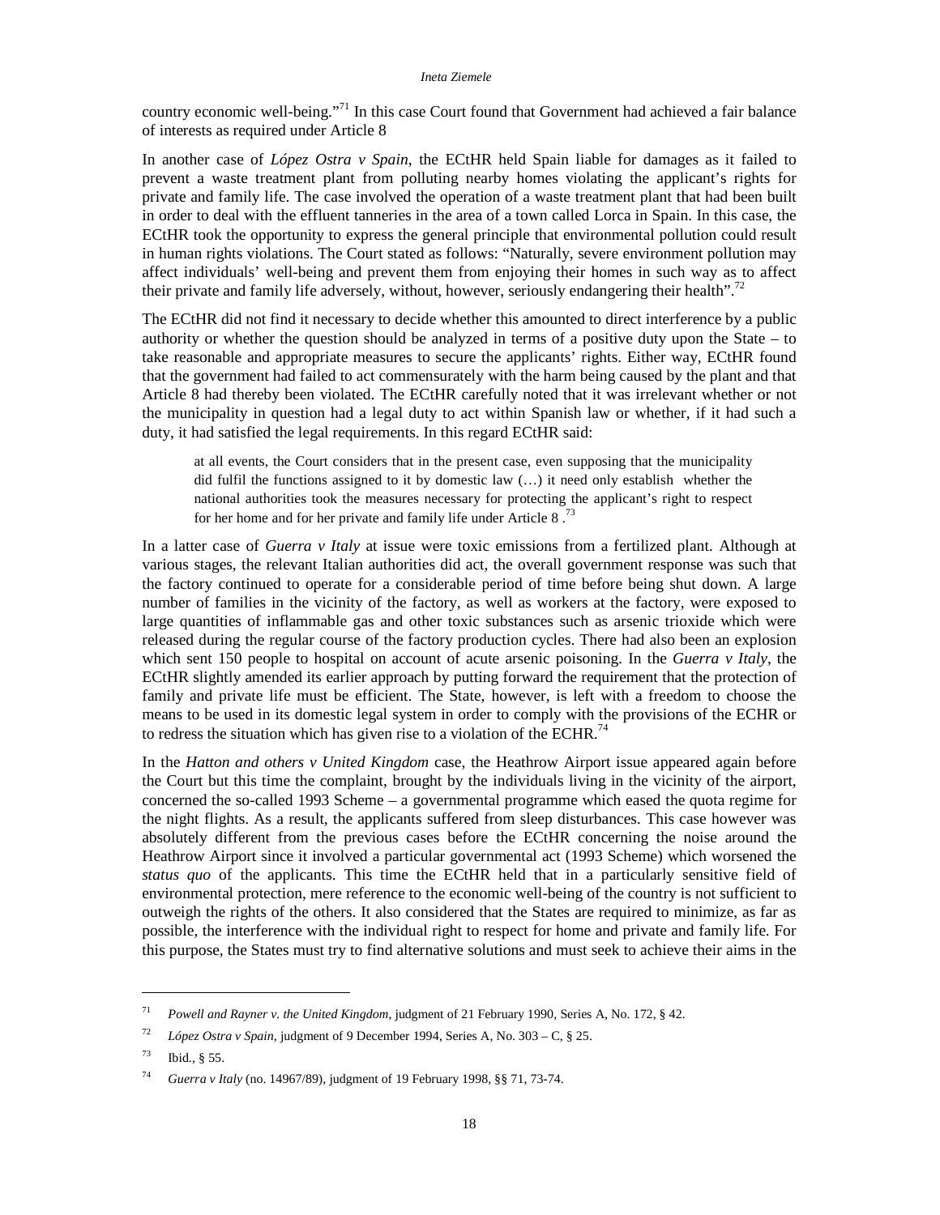country economic well-being."[71] In this case Court found that Government had achieved a fair balance of interests as required under Article 8

In another case of *López Ostra v Spain*, the ECtHR held Spain liable for damages as it failed to prevent a waste treatment plant from polluting nearby homes violating the applicant's rights for private and family life. The case involved the operation of a waste treatment plant that had been built in order to deal with the effluent tanneries in the area of a town called Lorca in Spain. In this case, the ECtHR took the opportunity to express the general principle that environmental pollution could result in human rights violations. The Court stated as follows: "Naturally, severe environment pollution may affect individuals' well-being and prevent them from enjoying their homes in such way as to affect their private and family life adversely, without, however, seriously endangering their health".[72]

The ECtHR did not find it necessary to decide whether this amounted to direct interference by a public authority or whether the question should be analyzed in terms of a positive duty upon the State – to take reasonable and appropriate measures to secure the applicants' rights. Either way, ECtHR found that the government had failed to act commensurately with the harm being caused by the plant and that Article 8 had thereby been violated. The ECtHR carefully noted that it was irrelevant whether or not the municipality in question had a legal duty to act within Spanish law or whether, if it had such a duty, it had satisfied the legal requirements. In this regard ECtHR said:

> at all events, the Court considers that in the present case, even supposing that the municipality did fulfil the functions assigned to it by domestic law (…) it need only establish whether the national authorities took the measures necessary for protecting the applicant's right to respect for her home and for her private and family life under Article 8 .[73]

In a latter case of *Guerra v Italy* at issue were toxic emissions from a fertilized plant. Although at various stages, the relevant Italian authorities did act, the overall government response was such that the factory continued to operate for a considerable period of time before being shut down. A large number of families in the vicinity of the factory, as well as workers at the factory, were exposed to large quantities of inflammable gas and other toxic substances such as arsenic trioxide which were released during the regular course of the factory production cycles. There had also been an explosion which sent 150 people to hospital on account of acute arsenic poisoning. In the *Guerra v Italy*, the ECtHR slightly amended its earlier approach by putting forward the requirement that the protection of family and private life must be efficient. The State, however, is left with a freedom to choose the means to be used in its domestic legal system in order to comply with the provisions of the ECHR or to redress the situation which has given rise to a violation of the ECHR.[74]

In the *Hatton and others v United Kingdom* case, the Heathrow Airport issue appeared again before the Court but this time the complaint, brought by the individuals living in the vicinity of the airport, concerned the so-called 1993 Scheme – a governmental programme which eased the quota regime for the night flights. As a result, the applicants suffered from sleep disturbances. This case however was absolutely different from the previous cases before the ECtHR concerning the noise around the Heathrow Airport since it involved a particular governmental act (1993 Scheme) which worsened the *status quo* of the applicants. This time the ECtHR held that in a particularly sensitive field of environmental protection, mere reference to the economic well-being of the country is not sufficient to outweigh the rights of the others. It also considered that the States are required to minimize, as far as possible, the interference with the individual right to respect for home and private and family life. For this purpose, the States must try to find alternative solutions and must seek to achieve their aims in the

---

[71] *Powell and Rayner v. the United Kingdom*, judgment of 21 February 1990, Series A, No. 172, § 42.

[72] *López Ostra v Spain*, judgment of 9 December 1994, Series A, No. 303 – C, § 25.

[73] Ibid., § 55.

[74] *Guerra v Italy* (no. 14967/89), judgment of 19 February 1998, §§ 71, 73-74.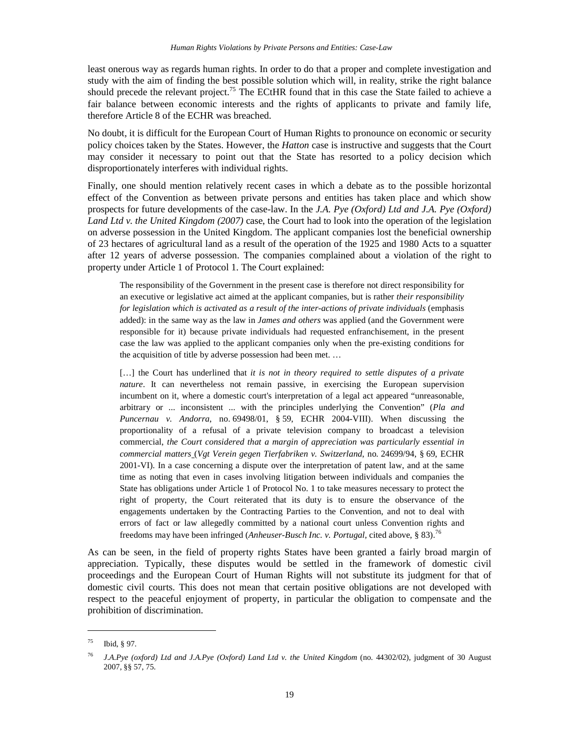least onerous way as regards human rights. In order to do that a proper and complete investigation and study with the aim of finding the best possible solution which will, in reality, strike the right balance should precede the relevant project.[75] The ECtHR found that in this case the State failed to achieve a fair balance between economic interests and the rights of applicants to private and family life, therefore Article 8 of the ECHR was breached.

No doubt, it is difficult for the European Court of Human Rights to pronounce on economic or security policy choices taken by the States. However, the *Hatton* case is instructive and suggests that the Court may consider it necessary to point out that the State has resorted to a policy decision which disproportionately interferes with individual rights.

Finally, one should mention relatively recent cases in which a debate as to the possible horizontal effect of the Convention as between private persons and entities has taken place and which show prospects for future developments of the case-law. In the *J.A. Pye (Oxford) Ltd and J.A. Pye (Oxford) Land Ltd v. the United Kingdom (2007)* case, the Court had to look into the operation of the legislation on adverse possession in the United Kingdom. The applicant companies lost the beneficial ownership of 23 hectares of agricultural land as a result of the operation of the 1925 and 1980 Acts to a squatter after 12 years of adverse possession. The companies complained about a violation of the right to property under Article 1 of Protocol 1. The Court explained:

> The responsibility of the Government in the present case is therefore not direct responsibility for an executive or legislative act aimed at the applicant companies, but is rather *their responsibility for legislation which is activated as a result of the inter-actions of private individuals* (emphasis added): in the same way as the law in *James and others* was applied (and the Government were responsible for it) because private individuals had requested enfranchisement, in the present case the law was applied to the applicant companies only when the pre-existing conditions for the acquisition of title by adverse possession had been met. …
>
> […] the Court has underlined that *it is not in theory required to settle disputes of a private nature*. It can nevertheless not remain passive, in exercising the European supervision incumbent on it, where a domestic court's interpretation of a legal act appeared "unreasonable, arbitrary or ... inconsistent ... with the principles underlying the Convention" (*Pla and Puncernau v. Andorra*, no. 69498/01, § 59, ECHR 2004-VIII). When discussing the proportionality of a refusal of a private television company to broadcast a television commercial, *the Court considered that a margin of appreciation was particularly essential in commercial matters* (*Vgt Verein gegen Tierfabriken v. Switzerland*, no. 24699/94, § 69, ECHR 2001-VI). In a case concerning a dispute over the interpretation of patent law, and at the same time as noting that even in cases involving litigation between individuals and companies the State has obligations under Article 1 of Protocol No. 1 to take measures necessary to protect the right of property, the Court reiterated that its duty is to ensure the observance of the engagements undertaken by the Contracting Parties to the Convention, and not to deal with errors of fact or law allegedly committed by a national court unless Convention rights and freedoms may have been infringed (*Anheuser-Busch Inc. v. Portugal*, cited above, § 83).[76]

As can be seen, in the field of property rights States have been granted a fairly broad margin of appreciation. Typically, these disputes would be settled in the framework of domestic civil proceedings and the European Court of Human Rights will not substitute its judgment for that of domestic civil courts. This does not mean that certain positive obligations are not developed with respect to the peaceful enjoyment of property, in particular the obligation to compensate and the prohibition of discrimination.

---

[75] Ibid, § 97.

[76] *J.A.Pye (oxford) Ltd and J.A.Pye (Oxford) Land Ltd v. the United Kingdom* (no. 44302/02), judgment of 30 August 2007, §§ 57, 75.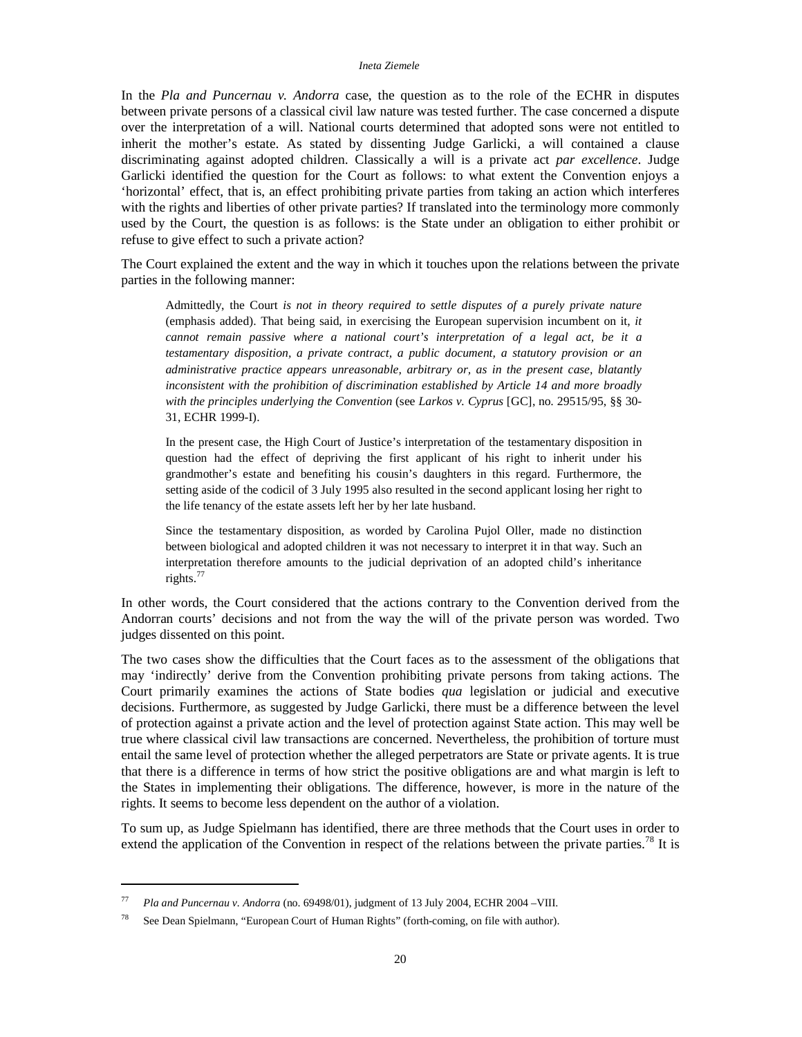In the *Pla and Puncernau v. Andorra* case, the question as to the role of the ECHR in disputes between private persons of a classical civil law nature was tested further. The case concerned a dispute over the interpretation of a will. National courts determined that adopted sons were not entitled to inherit the mother's estate. As stated by dissenting Judge Garlicki, a will contained a clause discriminating against adopted children. Classically a will is a private act *par excellence*. Judge Garlicki identified the question for the Court as follows: to what extent the Convention enjoys a 'horizontal' effect, that is, an effect prohibiting private parties from taking an action which interferes with the rights and liberties of other private parties? If translated into the terminology more commonly used by the Court, the question is as follows: is the State under an obligation to either prohibit or refuse to give effect to such a private action?

The Court explained the extent and the way in which it touches upon the relations between the private parties in the following manner:

> Admittedly, the Court *is not in theory required to settle disputes of a purely private nature* (emphasis added). That being said, in exercising the European supervision incumbent on it, *it cannot remain passive where a national court's interpretation of a legal act, be it a testamentary disposition, a private contract, a public document, a statutory provision or an administrative practice appears unreasonable, arbitrary or, as in the present case, blatantly inconsistent with the prohibition of discrimination established by Article 14 and more broadly with the principles underlying the Convention* (see *Larkos v. Cyprus* [GC], no. 29515/95, §§ 30-31, ECHR 1999-I).
>
> In the present case, the High Court of Justice's interpretation of the testamentary disposition in question had the effect of depriving the first applicant of his right to inherit under his grandmother's estate and benefiting his cousin's daughters in this regard. Furthermore, the setting aside of the codicil of 3 July 1995 also resulted in the second applicant losing her right to the life tenancy of the estate assets left her by her late husband.
>
> Since the testamentary disposition, as worded by Carolina Pujol Oller, made no distinction between biological and adopted children it was not necessary to interpret it in that way. Such an interpretation therefore amounts to the judicial deprivation of an adopted child's inheritance rights.[77]

In other words, the Court considered that the actions contrary to the Convention derived from the Andorran courts' decisions and not from the way the will of the private person was worded. Two judges dissented on this point.

The two cases show the difficulties that the Court faces as to the assessment of the obligations that may 'indirectly' derive from the Convention prohibiting private persons from taking actions. The Court primarily examines the actions of State bodies *qua* legislation or judicial and executive decisions. Furthermore, as suggested by Judge Garlicki, there must be a difference between the level of protection against a private action and the level of protection against State action. This may well be true where classical civil law transactions are concerned. Nevertheless, the prohibition of torture must entail the same level of protection whether the alleged perpetrators are State or private agents. It is true that there is a difference in terms of how strict the positive obligations are and what margin is left to the States in implementing their obligations. The difference, however, is more in the nature of the rights. It seems to become less dependent on the author of a violation.

To sum up, as Judge Spielmann has identified, there are three methods that the Court uses in order to extend the application of the Convention in respect of the relations between the private parties.[78] It is

---

[77] *Pla and Puncernau v. Andorra* (no. 69498/01), judgment of 13 July 2004, ECHR 2004 –VIII.

[78] See Dean Spielmann, "European Court of Human Rights" (forth-coming, on file with author).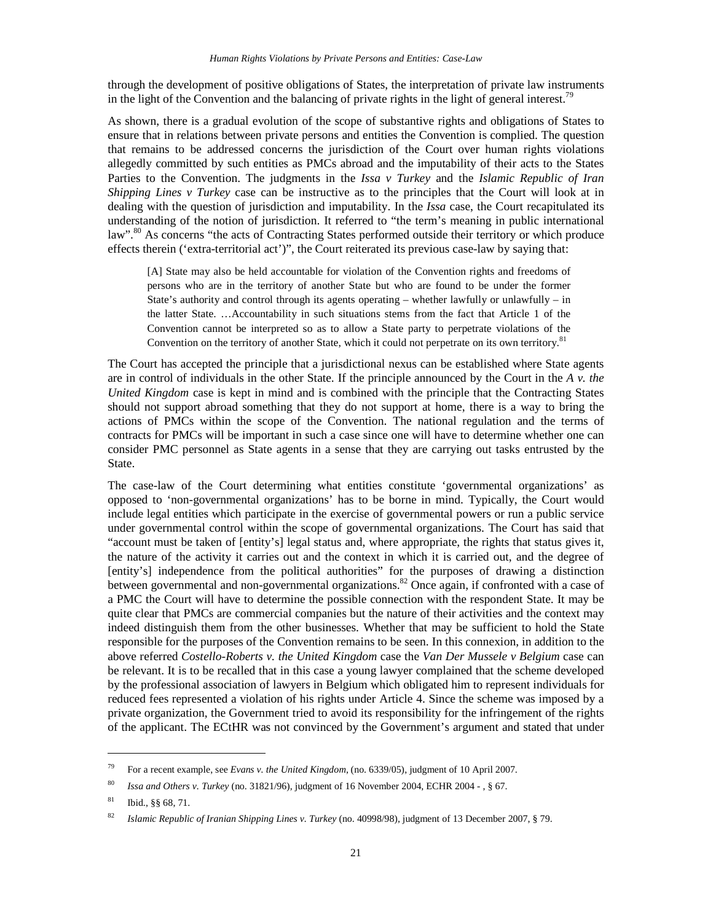through the development of positive obligations of States, the interpretation of private law instruments in the light of the Convention and the balancing of private rights in the light of general interest.[79]

As shown, there is a gradual evolution of the scope of substantive rights and obligations of States to ensure that in relations between private persons and entities the Convention is complied. The question that remains to be addressed concerns the jurisdiction of the Court over human rights violations allegedly committed by such entities as PMCs abroad and the imputability of their acts to the States Parties to the Convention. The judgments in the *Issa v Turkey* and the *Islamic Republic of Iran Shipping Lines v Turkey* case can be instructive as to the principles that the Court will look at in dealing with the question of jurisdiction and imputability. In the *Issa* case, the Court recapitulated its understanding of the notion of jurisdiction. It referred to "the term's meaning in public international law".[80] As concerns "the acts of Contracting States performed outside their territory or which produce effects therein ('extra-territorial act')", the Court reiterated its previous case-law by saying that:

> [A] State may also be held accountable for violation of the Convention rights and freedoms of persons who are in the territory of another State but who are found to be under the former State's authority and control through its agents operating – whether lawfully or unlawfully – in the latter State. …Accountability in such situations stems from the fact that Article 1 of the Convention cannot be interpreted so as to allow a State party to perpetrate violations of the Convention on the territory of another State, which it could not perpetrate on its own territory.[81]

The Court has accepted the principle that a jurisdictional nexus can be established where State agents are in control of individuals in the other State. If the principle announced by the Court in the *A v. the United Kingdom* case is kept in mind and is combined with the principle that the Contracting States should not support abroad something that they do not support at home, there is a way to bring the actions of PMCs within the scope of the Convention. The national regulation and the terms of contracts for PMCs will be important in such a case since one will have to determine whether one can consider PMC personnel as State agents in a sense that they are carrying out tasks entrusted by the State.

The case-law of the Court determining what entities constitute 'governmental organizations' as opposed to 'non-governmental organizations' has to be borne in mind. Typically, the Court would include legal entities which participate in the exercise of governmental powers or run a public service under governmental control within the scope of governmental organizations. The Court has said that "account must be taken of [entity's] legal status and, where appropriate, the rights that status gives it, the nature of the activity it carries out and the context in which it is carried out, and the degree of [entity's] independence from the political authorities" for the purposes of drawing a distinction between governmental and non-governmental organizations.[82] Once again, if confronted with a case of a PMC the Court will have to determine the possible connection with the respondent State. It may be quite clear that PMCs are commercial companies but the nature of their activities and the context may indeed distinguish them from the other businesses. Whether that may be sufficient to hold the State responsible for the purposes of the Convention remains to be seen. In this connexion, in addition to the above referred *Costello-Roberts v. the United Kingdom* case the *Van Der Mussele v Belgium* case can be relevant. It is to be recalled that in this case a young lawyer complained that the scheme developed by the professional association of lawyers in Belgium which obligated him to represent individuals for reduced fees represented a violation of his rights under Article 4. Since the scheme was imposed by a private organization, the Government tried to avoid its responsibility for the infringement of the rights of the applicant. The ECtHR was not convinced by the Government's argument and stated that under

---

[79] For a recent example, see *Evans v. the United Kingdom*, (no. 6339/05), judgment of 10 April 2007.

[80] *Issa and Others v. Turkey* (no. 31821/96), judgment of 16 November 2004, ECHR 2004 - , § 67.

[81] Ibid., §§ 68, 71.

[82] *Islamic Republic of Iranian Shipping Lines v. Turkey* (no. 40998/98), judgment of 13 December 2007, § 79.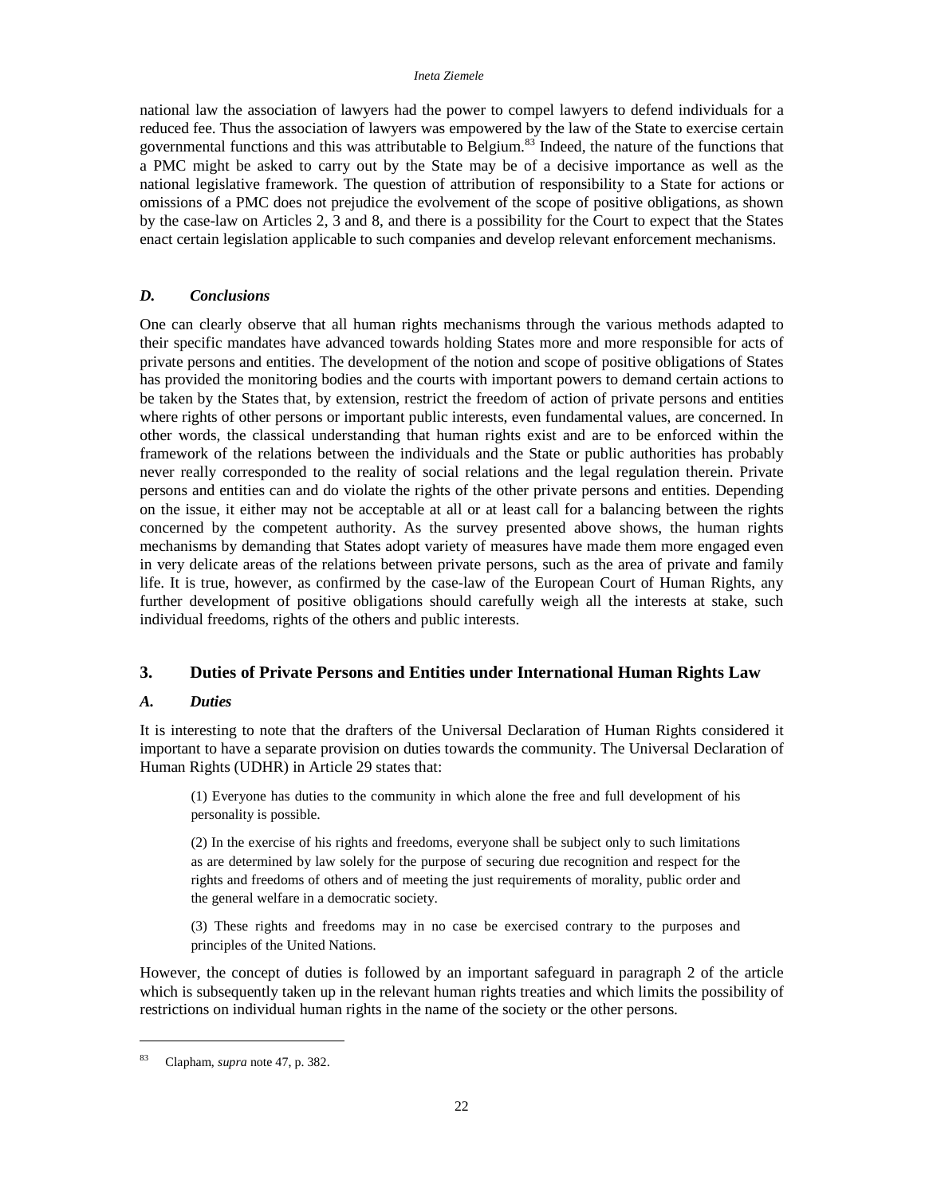national law the association of lawyers had the power to compel lawyers to defend individuals for a reduced fee. Thus the association of lawyers was empowered by the law of the State to exercise certain governmental functions and this was attributable to Belgium.[83] Indeed, the nature of the functions that a PMC might be asked to carry out by the State may be of a decisive importance as well as the national legislative framework. The question of attribution of responsibility to a State for actions or omissions of a PMC does not prejudice the evolvement of the scope of positive obligations, as shown by the case-law on Articles 2, 3 and 8, and there is a possibility for the Court to expect that the States enact certain legislation applicable to such companies and develop relevant enforcement mechanisms.

### *D. Conclusions*

One can clearly observe that all human rights mechanisms through the various methods adapted to their specific mandates have advanced towards holding States more and more responsible for acts of private persons and entities. The development of the notion and scope of positive obligations of States has provided the monitoring bodies and the courts with important powers to demand certain actions to be taken by the States that, by extension, restrict the freedom of action of private persons and entities where rights of other persons or important public interests, even fundamental values, are concerned. In other words, the classical understanding that human rights exist and are to be enforced within the framework of the relations between the individuals and the State or public authorities has probably never really corresponded to the reality of social relations and the legal regulation therein. Private persons and entities can and do violate the rights of the other private persons and entities. Depending on the issue, it either may not be acceptable at all or at least call for a balancing between the rights concerned by the competent authority. As the survey presented above shows, the human rights mechanisms by demanding that States adopt variety of measures have made them more engaged even in very delicate areas of the relations between private persons, such as the area of private and family life. It is true, however, as confirmed by the case-law of the European Court of Human Rights, any further development of positive obligations should carefully weigh all the interests at stake, such individual freedoms, rights of the others and public interests.

## 3. Duties of Private Persons and Entities under International Human Rights Law

### *A. Duties*

It is interesting to note that the drafters of the Universal Declaration of Human Rights considered it important to have a separate provision on duties towards the community. The Universal Declaration of Human Rights (UDHR) in Article 29 states that:

> (1) Everyone has duties to the community in which alone the free and full development of his personality is possible.
>
> (2) In the exercise of his rights and freedoms, everyone shall be subject only to such limitations as are determined by law solely for the purpose of securing due recognition and respect for the rights and freedoms of others and of meeting the just requirements of morality, public order and the general welfare in a democratic society.
>
> (3) These rights and freedoms may in no case be exercised contrary to the purposes and principles of the United Nations.

However, the concept of duties is followed by an important safeguard in paragraph 2 of the article which is subsequently taken up in the relevant human rights treaties and which limits the possibility of restrictions on individual human rights in the name of the society or the other persons.

---

[83] Clapham, *supra* note 47, p. 382.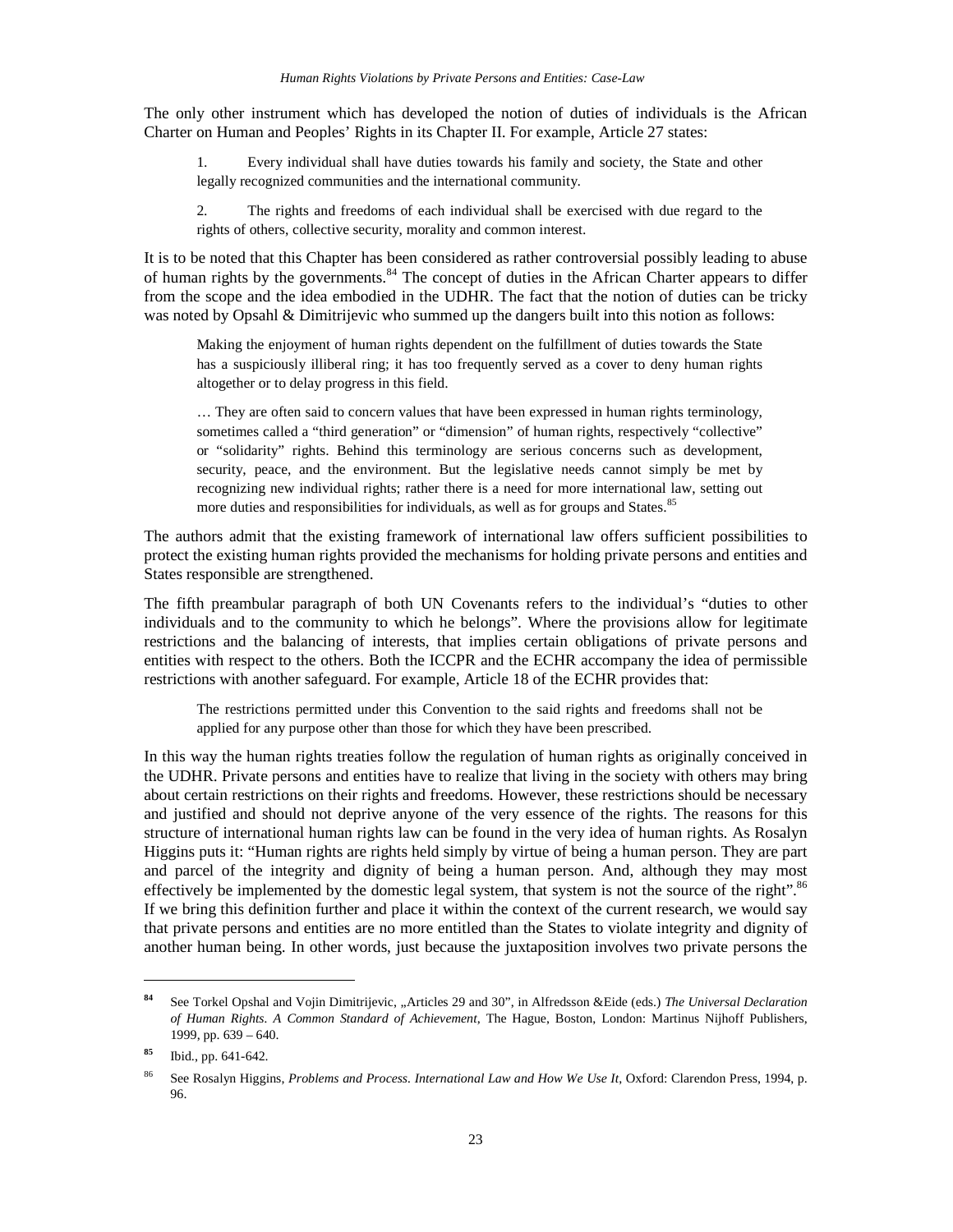The only other instrument which has developed the notion of duties of individuals is the African Charter on Human and Peoples' Rights in its Chapter II. For example, Article 27 states:

> 1. Every individual shall have duties towards his family and society, the State and other legally recognized communities and the international community.
>
> 2. The rights and freedoms of each individual shall be exercised with due regard to the rights of others, collective security, morality and common interest.

It is to be noted that this Chapter has been considered as rather controversial possibly leading to abuse of human rights by the governments.[84] The concept of duties in the African Charter appears to differ from the scope and the idea embodied in the UDHR. The fact that the notion of duties can be tricky was noted by Opsahl & Dimitrijevic who summed up the dangers built into this notion as follows:

> Making the enjoyment of human rights dependent on the fulfillment of duties towards the State has a suspiciously illiberal ring; it has too frequently served as a cover to deny human rights altogether or to delay progress in this field.
>
> … They are often said to concern values that have been expressed in human rights terminology, sometimes called a "third generation" or "dimension" of human rights, respectively "collective" or "solidarity" rights. Behind this terminology are serious concerns such as development, security, peace, and the environment. But the legislative needs cannot simply be met by recognizing new individual rights; rather there is a need for more international law, setting out more duties and responsibilities for individuals, as well as for groups and States.[85]

The authors admit that the existing framework of international law offers sufficient possibilities to protect the existing human rights provided the mechanisms for holding private persons and entities and States responsible are strengthened.

The fifth preambular paragraph of both UN Covenants refers to the individual's "duties to other individuals and to the community to which he belongs". Where the provisions allow for legitimate restrictions and the balancing of interests, that implies certain obligations of private persons and entities with respect to the others. Both the ICCPR and the ECHR accompany the idea of permissible restrictions with another safeguard. For example, Article 18 of the ECHR provides that:

> The restrictions permitted under this Convention to the said rights and freedoms shall not be applied for any purpose other than those for which they have been prescribed.

In this way the human rights treaties follow the regulation of human rights as originally conceived in the UDHR. Private persons and entities have to realize that living in the society with others may bring about certain restrictions on their rights and freedoms. However, these restrictions should be necessary and justified and should not deprive anyone of the very essence of the rights. The reasons for this structure of international human rights law can be found in the very idea of human rights. As Rosalyn Higgins puts it: "Human rights are rights held simply by virtue of being a human person. They are part and parcel of the integrity and dignity of being a human person. And, although they may most effectively be implemented by the domestic legal system, that system is not the source of the right".[86] If we bring this definition further and place it within the context of the current research, we would say that private persons and entities are no more entitled than the States to violate integrity and dignity of another human being. In other words, just because the juxtaposition involves two private persons the

---

[84] See Torkel Opshal and Vojin Dimitrijevic, „Articles 29 and 30", in Alfredsson &Eide (eds.) *The Universal Declaration of Human Rights. A Common Standard of Achievement*, The Hague, Boston, London: Martinus Nijhoff Publishers, 1999, pp. 639 – 640.

[85] Ibid., pp. 641-642.

[86] See Rosalyn Higgins, *Problems and Process. International Law and How We Use It*, Oxford: Clarendon Press, 1994, p. 96.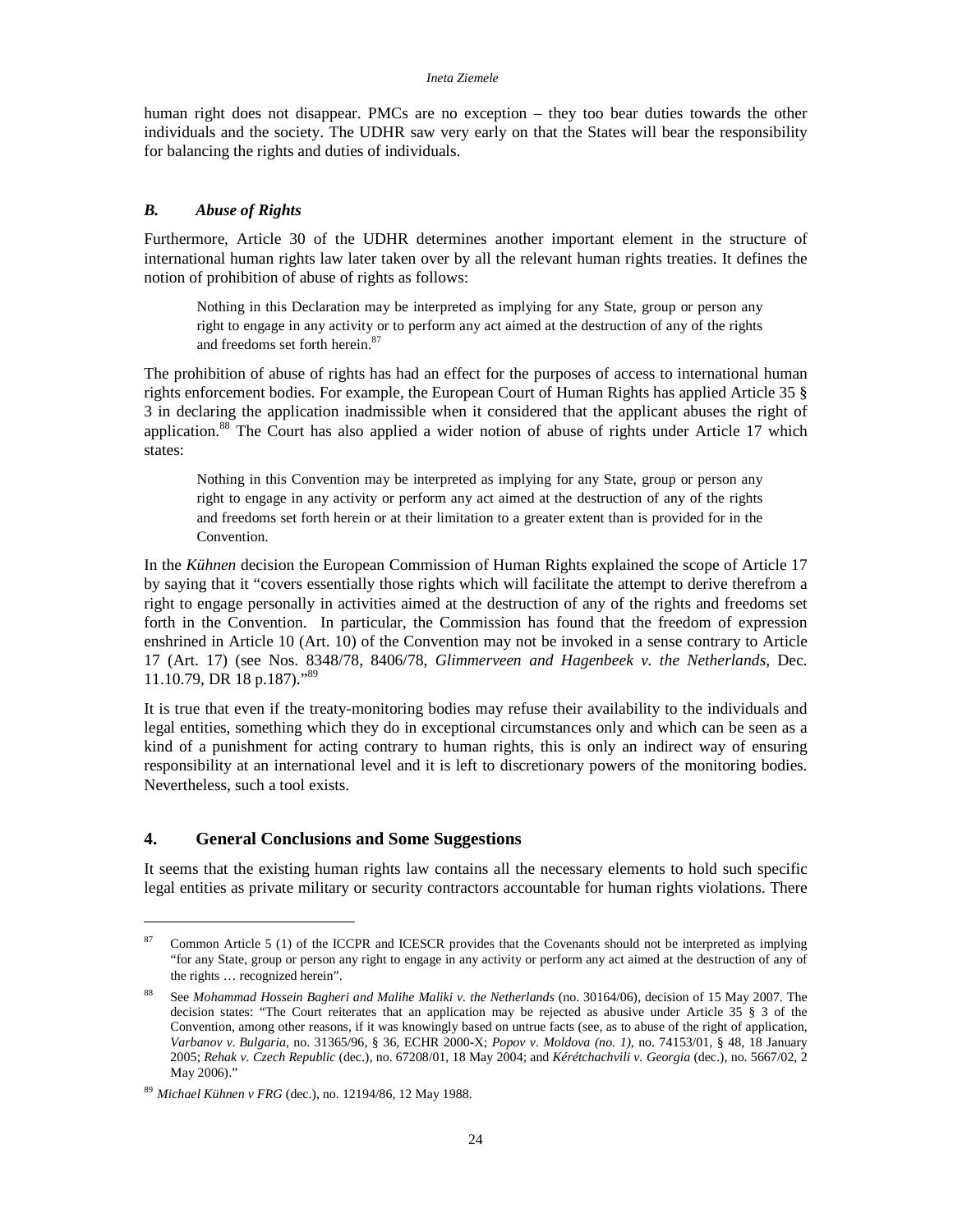human right does not disappear. PMCs are no exception – they too bear duties towards the other individuals and the society. The UDHR saw very early on that the States will bear the responsibility for balancing the rights and duties of individuals.

### *B. Abuse of Rights*

Furthermore, Article 30 of the UDHR determines another important element in the structure of international human rights law later taken over by all the relevant human rights treaties. It defines the notion of prohibition of abuse of rights as follows:

> Nothing in this Declaration may be interpreted as implying for any State, group or person any right to engage in any activity or to perform any act aimed at the destruction of any of the rights and freedoms set forth herein.[87]

The prohibition of abuse of rights has had an effect for the purposes of access to international human rights enforcement bodies. For example, the European Court of Human Rights has applied Article 35 § 3 in declaring the application inadmissible when it considered that the applicant abuses the right of application.[88] The Court has also applied a wider notion of abuse of rights under Article 17 which states:

> Nothing in this Convention may be interpreted as implying for any State, group or person any right to engage in any activity or perform any act aimed at the destruction of any of the rights and freedoms set forth herein or at their limitation to a greater extent than is provided for in the Convention.

In the *Kühnen* decision the European Commission of Human Rights explained the scope of Article 17 by saying that it "covers essentially those rights which will facilitate the attempt to derive therefrom a right to engage personally in activities aimed at the destruction of any of the rights and freedoms set forth in the Convention. In particular, the Commission has found that the freedom of expression enshrined in Article 10 (Art. 10) of the Convention may not be invoked in a sense contrary to Article 17 (Art. 17) (see Nos. 8348/78, 8406/78, *Glimmerveen and Hagenbeek v. the Netherlands*, Dec. 11.10.79, DR 18 p.187)."[89]

It is true that even if the treaty-monitoring bodies may refuse their availability to the individuals and legal entities, something which they do in exceptional circumstances only and which can be seen as a kind of a punishment for acting contrary to human rights, this is only an indirect way of ensuring responsibility at an international level and it is left to discretionary powers of the monitoring bodies. Nevertheless, such a tool exists.

## 4. General Conclusions and Some Suggestions

It seems that the existing human rights law contains all the necessary elements to hold such specific legal entities as private military or security contractors accountable for human rights violations. There

---

[87] Common Article 5 (1) of the ICCPR and ICESCR provides that the Covenants should not be interpreted as implying "for any State, group or person any right to engage in any activity or perform any act aimed at the destruction of any of the rights … recognized herein".

[88] See *Mohammad Hossein Bagheri and Malihe Maliki v. the Netherlands* (no. 30164/06), decision of 15 May 2007. The decision states: "The Court reiterates that an application may be rejected as abusive under Article 35 § 3 of the Convention, among other reasons, if it was knowingly based on untrue facts (see, as to abuse of the right of application, *Varbanov v. Bulgaria*, no. 31365/96, § 36, ECHR 2000-X; *Popov v. Moldova (no. 1)*, no. 74153/01, § 48, 18 January 2005; *Rehak v. Czech Republic* (dec.), no. 67208/01, 18 May 2004; and *Kérétchachvili v. Georgia* (dec.), no. 5667/02, 2 May 2006)."

[89] *Michael Kühnen v FRG* (dec.), no. 12194/86, 12 May 1988.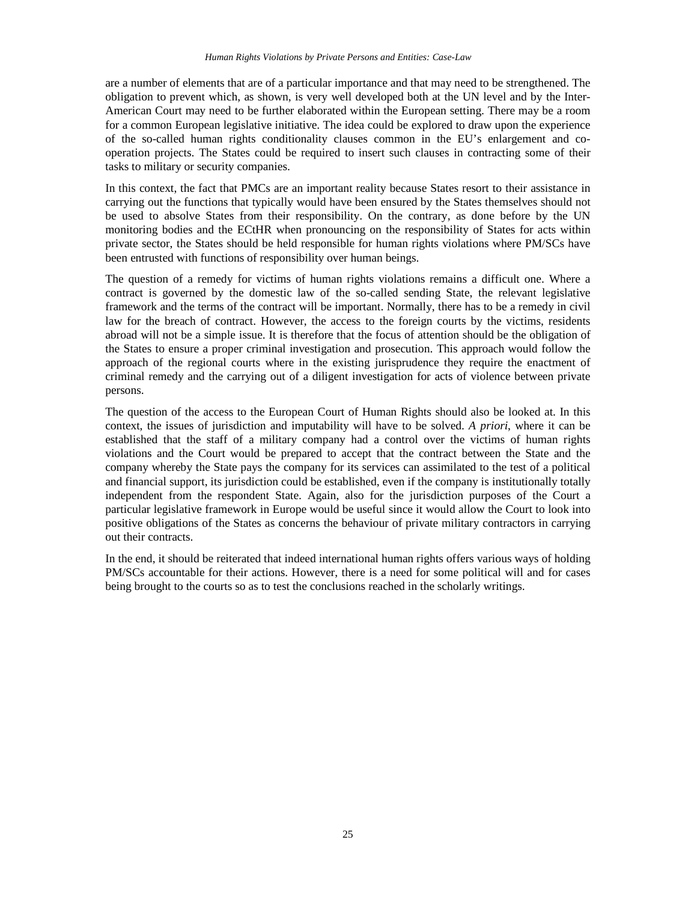are a number of elements that are of a particular importance and that may need to be strengthened. The obligation to prevent which, as shown, is very well developed both at the UN level and by the Inter-American Court may need to be further elaborated within the European setting. There may be a room for a common European legislative initiative. The idea could be explored to draw upon the experience of the so-called human rights conditionality clauses common in the EU's enlargement and co-operation projects. The States could be required to insert such clauses in contracting some of their tasks to military or security companies.

In this context, the fact that PMCs are an important reality because States resort to their assistance in carrying out the functions that typically would have been ensured by the States themselves should not be used to absolve States from their responsibility. On the contrary, as done before by the UN monitoring bodies and the ECtHR when pronouncing on the responsibility of States for acts within private sector, the States should be held responsible for human rights violations where PM/SCs have been entrusted with functions of responsibility over human beings.

The question of a remedy for victims of human rights violations remains a difficult one. Where a contract is governed by the domestic law of the so-called sending State, the relevant legislative framework and the terms of the contract will be important. Normally, there has to be a remedy in civil law for the breach of contract. However, the access to the foreign courts by the victims, residents abroad will not be a simple issue. It is therefore that the focus of attention should be the obligation of the States to ensure a proper criminal investigation and prosecution. This approach would follow the approach of the regional courts where in the existing jurisprudence they require the enactment of criminal remedy and the carrying out of a diligent investigation for acts of violence between private persons.

The question of the access to the European Court of Human Rights should also be looked at. In this context, the issues of jurisdiction and imputability will have to be solved. *A priori*, where it can be established that the staff of a military company had a control over the victims of human rights violations and the Court would be prepared to accept that the contract between the State and the company whereby the State pays the company for its services can assimilated to the test of a political and financial support, its jurisdiction could be established, even if the company is institutionally totally independent from the respondent State. Again, also for the jurisdiction purposes of the Court a particular legislative framework in Europe would be useful since it would allow the Court to look into positive obligations of the States as concerns the behaviour of private military contractors in carrying out their contracts.

In the end, it should be reiterated that indeed international human rights offers various ways of holding PM/SCs accountable for their actions. However, there is a need for some political will and for cases being brought to the courts so as to test the conclusions reached in the scholarly writings.